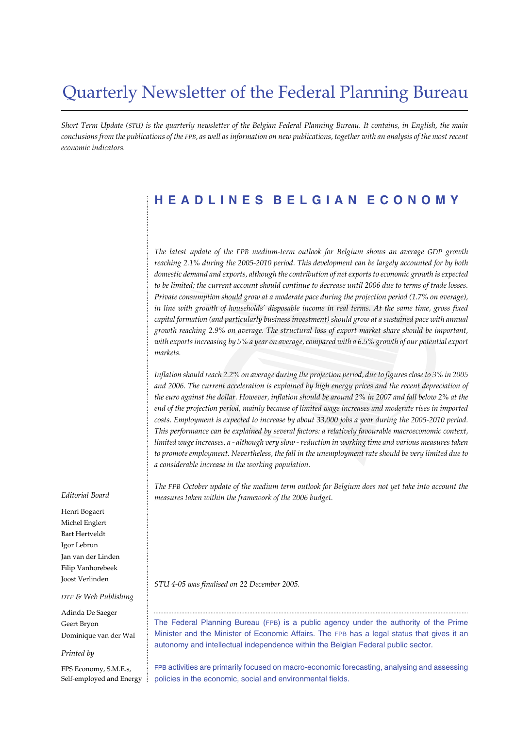# Quarterly Newsletter of the Federal Planning Bureau

*Short Term Update (STU) is the quarterly newsletter of the Belgian Federal Planning Bureau. It contains, in English, the main conclusions from the publications of the FPB, as well as information on new publications, together with an analysis of the most recent economic indicators.*

## HEADLINES BELGIAN ECONOMY

*The latest update of the FPB medium-term outlook for Belgium shows an average GDP growth reaching 2.1% during the 2005-2010 period. This development can be largely accounted for by both domestic demand and exports, although the contribution of net exports to economic growth is expected to be limited; the current account should continue to decrease until 2006 due to terms of trade losses. Private consumption should grow at a moderate pace during the projection period (1.7% on average), in line with growth of households' disposable income in real terms. At the same time, gross fixed capital formation (and particularly business investment) should grow at a sustained pace with annual growth reaching 2.9% on average. The structural loss of export market share should be important, with exports increasing by 5% a year on average, compared with a 6.5% growth of our potential export markets.*

*Inflation should reach 2.2% on average during the projection period, due to figures close to 3% in 2005 and 2006. The current acceleration is explained by high energy prices and the recent depreciation of the euro against the dollar. However, inflation should be around 2% in 2007 and fall below 2% at the end of the projection period, mainly because of limited wage increases and moderate rises in imported costs. Employment is expected to increase by about 33,000 jobs a year during the 2005-2010 period. This performance can be explained by several factors: a relatively favourable macroeconomic context, limited wage increases, a - although very slow - reduction in working time and various measures taken to promote employment. Nevertheless, the fall in the unemployment rate should be very limited due to a considerable increase in the working population.*

*The FPB October update of the medium term outlook for Belgium does not yet take into account the measures taken within the framework of the 2006 budget.*

*STU 4-05 was finalised on 22 December 2005.*

The Federal Planning Bureau (FPB) is a public agency under the authority of the Prime Minister and the Minister of Economic Affairs. The FPB has a legal status that gives it an autonomy and intellectual independence within the Belgian Federal public sector.

FPB activities are primarily focused on macro-economic forecasting, analysing and assessing policies in the economic, social and environmental fields.

*Editorial Board*

Henri Bogaert
Michel Englert
Bart Hertveldt
Igor Lebrun
Jan van der Linden
Filip Vanhorebeek
Joost Verlinden

*DTP & Web Publishing*

Adinda De Saeger
Geert Bryon
Dominique van der Wal

*Printed by*

FPS Economy, S.M.E.s, Self-employed and Energy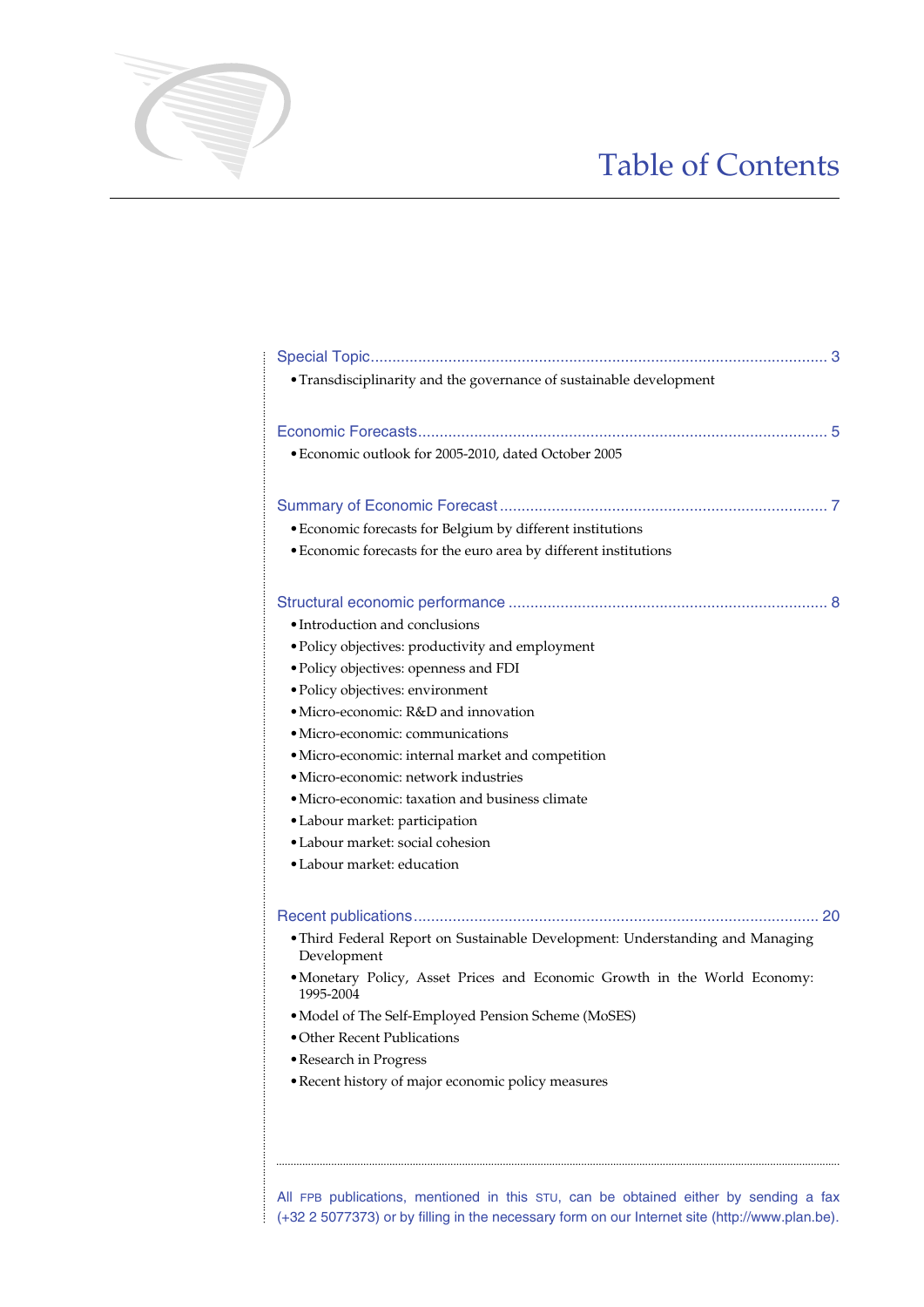# Table of Contents

Special Topic ........................................................................................................ 3

- Transdisciplinarity and the governance of sustainable development

Economic Forecasts ............................................................................................ 5

- Economic outlook for 2005-2010, dated October 2005

Summary of Economic Forecast ......................................................................... 7

- Economic forecasts for Belgium by different institutions
- Economic forecasts for the euro area by different institutions

Structural economic performance ........................................................................ 8

- Introduction and conclusions
- Policy objectives: productivity and employment
- Policy objectives: openness and FDI
- Policy objectives: environment
- Micro-economic: R&D and innovation
- Micro-economic: communications
- Micro-economic: internal market and competition
- Micro-economic: network industries
- Micro-economic: taxation and business climate
- Labour market: participation
- Labour market: social cohesion
- Labour market: education

Recent publications ............................................................................................ 20

- Third Federal Report on Sustainable Development: Understanding and Managing Development
- Monetary Policy, Asset Prices and Economic Growth in the World Economy: 1995-2004
- Model of The Self-Employed Pension Scheme (MoSES)
- Other Recent Publications
- Research in Progress
- Recent history of major economic policy measures

All FPB publications, mentioned in this STU, can be obtained either by sending a fax (+32 2 5077373) or by filling in the necessary form on our Internet site (http://www.plan.be).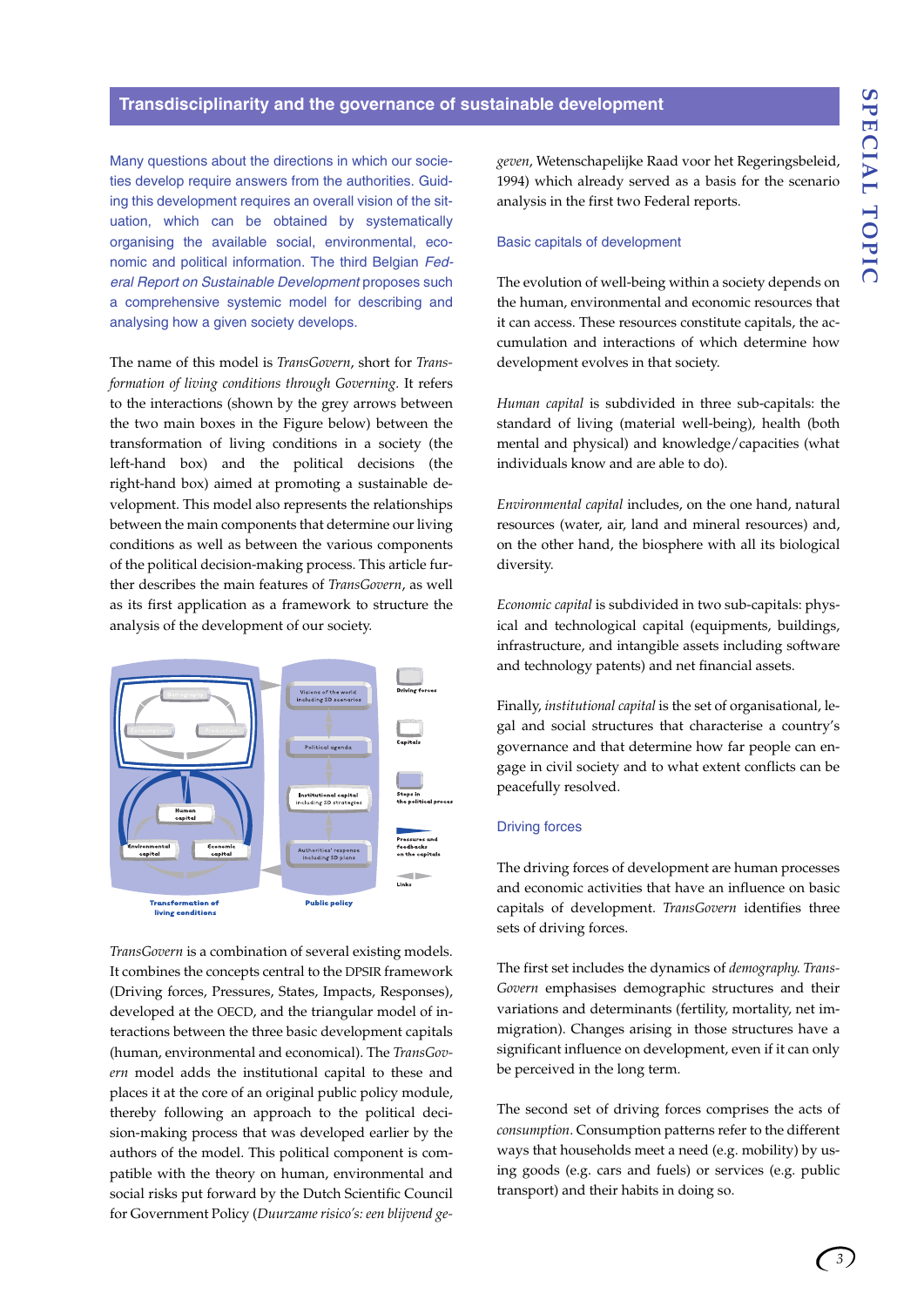## Transdisciplinarity and the governance of sustainable development

Many questions about the directions in which our societies develop require answers from the authorities. Guiding this development requires an overall vision of the situation, which can be obtained by systematically organising the available social, environmental, economic and political information. The third Belgian *Federal Report on Sustainable Development* proposes such a comprehensive systemic model for describing and analysing how a given society develops.

The name of this model is *TransGovern*, short for *Transformation of living conditions through Governing*. It refers to the interactions (shown by the grey arrows between the two main boxes in the Figure below) between the transformation of living conditions in a society (the left-hand box) and the political decisions (the right-hand box) aimed at promoting a sustainable development. This model also represents the relationships between the main components that determine our living conditions as well as between the various components of the political decision-making process. This article further describes the main features of *TransGovern*, as well as its first application as a framework to structure the analysis of the development of our society.

Demography · Consumption · Production · Human capital · Environmental capital · Economic capital

Visions of the world including SD scenarios · Political agenda · Institutional capital including SD strategies · Authorities' response including SD plans

Driving forces · Capitals · Steps in the political process · Pressures and feedbacks on the capitals · Links

Transformation of living conditions · Public policy

*TransGovern* is a combination of several existing models. It combines the concepts central to the DPSIR framework (Driving forces, Pressures, States, Impacts, Responses), developed at the OECD, and the triangular model of interactions between the three basic development capitals (human, environmental and economical). The *TransGovern* model adds the institutional capital to these and places it at the core of an original public policy module, thereby following an approach to the political decision-making process that was developed earlier by the authors of the model. This political component is compatible with the theory on human, environmental and social risks put forward by the Dutch Scientific Council for Government Policy (*Duurzame risico's: een blijvend gegeven*, Wetenschapelijke Raad voor het Regeringsbeleid, 1994) which already served as a basis for the scenario analysis in the first two Federal reports.

### Basic capitals of development

The evolution of well-being within a society depends on the human, environmental and economic resources that it can access. These resources constitute capitals, the accumulation and interactions of which determine how development evolves in that society.

*Human capital* is subdivided in three sub-capitals: the standard of living (material well-being), health (both mental and physical) and knowledge/capacities (what individuals know and are able to do).

*Environmental capital* includes, on the one hand, natural resources (water, air, land and mineral resources) and, on the other hand, the biosphere with all its biological diversity.

*Economic capital* is subdivided in two sub-capitals: physical and technological capital (equipments, buildings, infrastructure, and intangible assets including software and technology patents) and net financial assets.

Finally, *institutional capital* is the set of organisational, legal and social structures that characterise a country's governance and that determine how far people can engage in civil society and to what extent conflicts can be peacefully resolved.

### Driving forces

The driving forces of development are human processes and economic activities that have an influence on basic capitals of development. *TransGovern* identifies three sets of driving forces.

The first set includes the dynamics of *demography*. *TransGovern* emphasises demographic structures and their variations and determinants (fertility, mortality, net immigration). Changes arising in those structures have a significant influence on development, even if it can only be perceived in the long term.

The second set of driving forces comprises the acts of *consumption*. Consumption patterns refer to the different ways that households meet a need (e.g. mobility) by using goods (e.g. cars and fuels) or services (e.g. public transport) and their habits in doing so.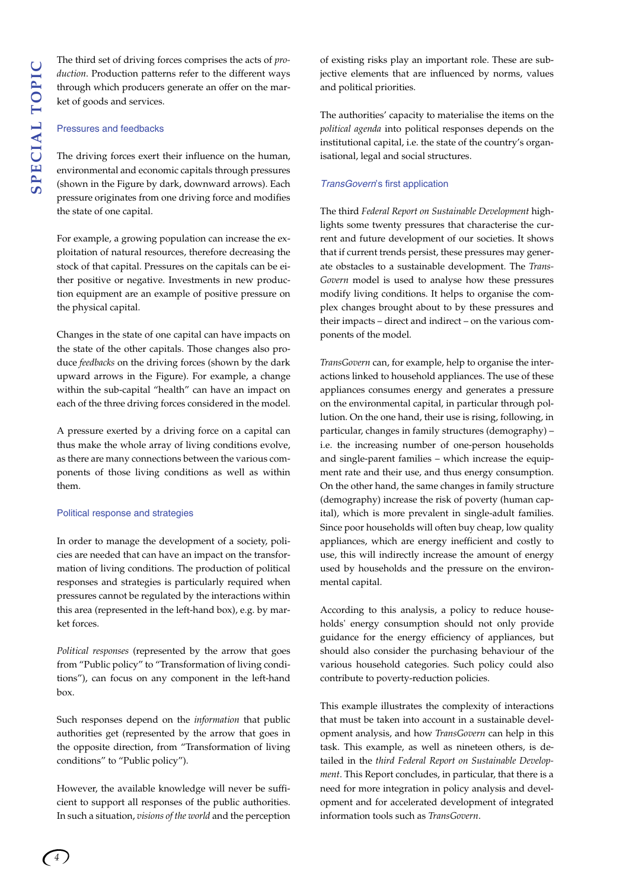The third set of driving forces comprises the acts of *production*. Production patterns refer to the different ways through which producers generate an offer on the market of goods and services.

### Pressures and feedbacks

The driving forces exert their influence on the human, environmental and economic capitals through pressures (shown in the Figure by dark, downward arrows). Each pressure originates from one driving force and modifies the state of one capital.

For example, a growing population can increase the exploitation of natural resources, therefore decreasing the stock of that capital. Pressures on the capitals can be either positive or negative. Investments in new production equipment are an example of positive pressure on the physical capital.

Changes in the state of one capital can have impacts on the state of the other capitals. Those changes also produce *feedbacks* on the driving forces (shown by the dark upward arrows in the Figure). For example, a change within the sub-capital "health" can have an impact on each of the three driving forces considered in the model.

A pressure exerted by a driving force on a capital can thus make the whole array of living conditions evolve, as there are many connections between the various components of those living conditions as well as within them.

### Political response and strategies

In order to manage the development of a society, policies are needed that can have an impact on the transformation of living conditions. The production of political responses and strategies is particularly required when pressures cannot be regulated by the interactions within this area (represented in the left-hand box), e.g. by market forces.

*Political responses* (represented by the arrow that goes from "Public policy" to "Transformation of living conditions"), can focus on any component in the left-hand box.

Such responses depend on the *information* that public authorities get (represented by the arrow that goes in the opposite direction, from "Transformation of living conditions" to "Public policy").

However, the available knowledge will never be sufficient to support all responses of the public authorities. In such a situation, *visions of the world* and the perception of existing risks play an important role. These are subjective elements that are influenced by norms, values and political priorities.

The authorities' capacity to materialise the items on the *political agenda* into political responses depends on the institutional capital, i.e. the state of the country's organisational, legal and social structures.

### *TransGovern*'s first application

The third *Federal Report on Sustainable Development* highlights some twenty pressures that characterise the current and future development of our societies. It shows that if current trends persist, these pressures may generate obstacles to a sustainable development. The *TransGovern* model is used to analyse how these pressures modify living conditions. It helps to organise the complex changes brought about to by these pressures and their impacts – direct and indirect – on the various components of the model.

*TransGovern* can, for example, help to organise the interactions linked to household appliances. The use of these appliances consumes energy and generates a pressure on the environmental capital, in particular through pollution. On the one hand, their use is rising, following, in particular, changes in family structures (demography) – i.e. the increasing number of one-person households and single-parent families – which increase the equipment rate and their use, and thus energy consumption. On the other hand, the same changes in family structure (demography) increase the risk of poverty (human capital), which is more prevalent in single-adult families. Since poor households will often buy cheap, low quality appliances, which are energy inefficient and costly to use, this will indirectly increase the amount of energy used by households and the pressure on the environmental capital.

According to this analysis, a policy to reduce households' energy consumption should not only provide guidance for the energy efficiency of appliances, but should also consider the purchasing behaviour of the various household categories. Such policy could also contribute to poverty-reduction policies.

This example illustrates the complexity of interactions that must be taken into account in a sustainable development analysis, and how *TransGovern* can help in this task. This example, as well as nineteen others, is detailed in the *third Federal Report on Sustainable Development*. This Report concludes, in particular, that there is a need for more integration in policy analysis and development and for accelerated development of integrated information tools such as *TransGovern*.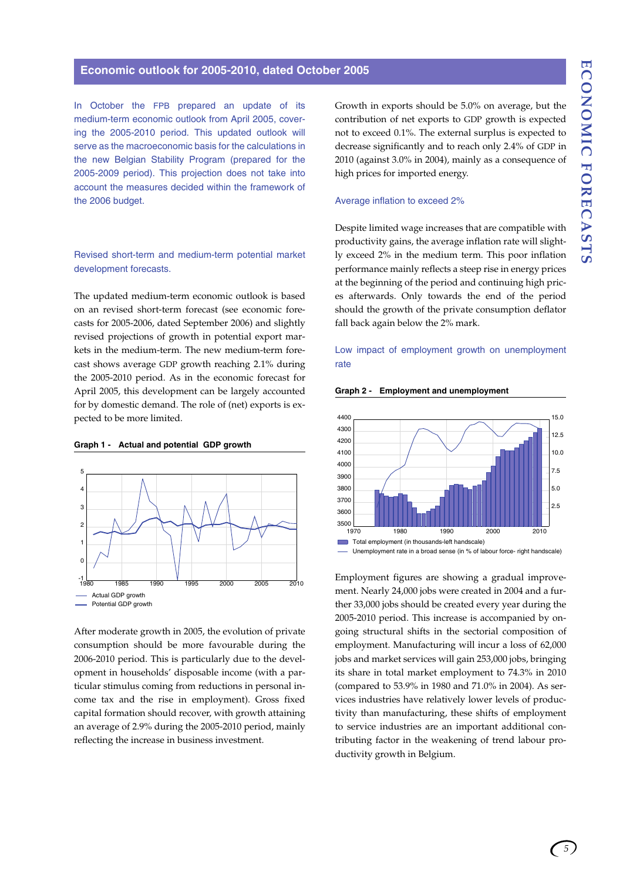## Economic outlook for 2005-2010, dated October 2005

In October the FPB prepared an update of its medium-term economic outlook from April 2005, covering the 2005-2010 period. This updated outlook will serve as the macroeconomic basis for the calculations in the new Belgian Stability Program (prepared for the 2005-2009 period). This projection does not take into account the measures decided within the framework of the 2006 budget.

### Revised short-term and medium-term potential market development forecasts.

The updated medium-term economic outlook is based on an revised short-term forecast (see economic forecasts for 2005-2006, dated September 2006) and slightly revised projections of growth in potential export markets in the medium-term. The new medium-term forecast shows average GDP growth reaching 2.1% during the 2005-2010 period. As in the economic forecast for April 2005, this development can be largely accounted for by domestic demand. The role of (net) exports is expected to be more limited.

**Graph 1 - Actual and potential GDP growth**

- Actual GDP growth
- Potential GDP growth

After moderate growth in 2005, the evolution of private consumption should be more favourable during the 2006-2010 period. This is particularly due to the development in households' disposable income (with a particular stimulus coming from reductions in personal income tax and the rise in employment). Gross fixed capital formation should recover, with growth attaining an average of 2.9% during the 2005-2010 period, mainly reflecting the increase in business investment.

Growth in exports should be 5.0% on average, but the contribution of net exports to GDP growth is expected not to exceed 0.1%. The external surplus is expected to decrease significantly and to reach only 2.4% of GDP in 2010 (against 3.0% in 2004), mainly as a consequence of high prices for imported energy.

### Average inflation to exceed 2%

Despite limited wage increases that are compatible with productivity gains, the average inflation rate will slightly exceed 2% in the medium term. This poor inflation performance mainly reflects a steep rise in energy prices at the beginning of the period and continuing high prices afterwards. Only towards the end of the period should the growth of the private consumption deflator fall back again below the 2% mark.

### Low impact of employment growth on unemployment rate

**Graph 2 - Employment and unemployment**

- Total employment (in thousands-left handscale)
- Unemployment rate in a broad sense (in % of labour force- right handscale)

Employment figures are showing a gradual improvement. Nearly 24,000 jobs were created in 2004 and a further 33,000 jobs should be created every year during the 2005-2010 period. This increase is accompanied by ongoing structural shifts in the sectorial composition of employment. Manufacturing will incur a loss of 62,000 jobs and market services will gain 253,000 jobs, bringing its share in total market employment to 74.3% in 2010 (compared to 53.9% in 1980 and 71.0% in 2004). As services industries have relatively lower levels of productivity than manufacturing, these shifts of employment to service industries are an important additional contributing factor in the weakening of trend labour productivity growth in Belgium.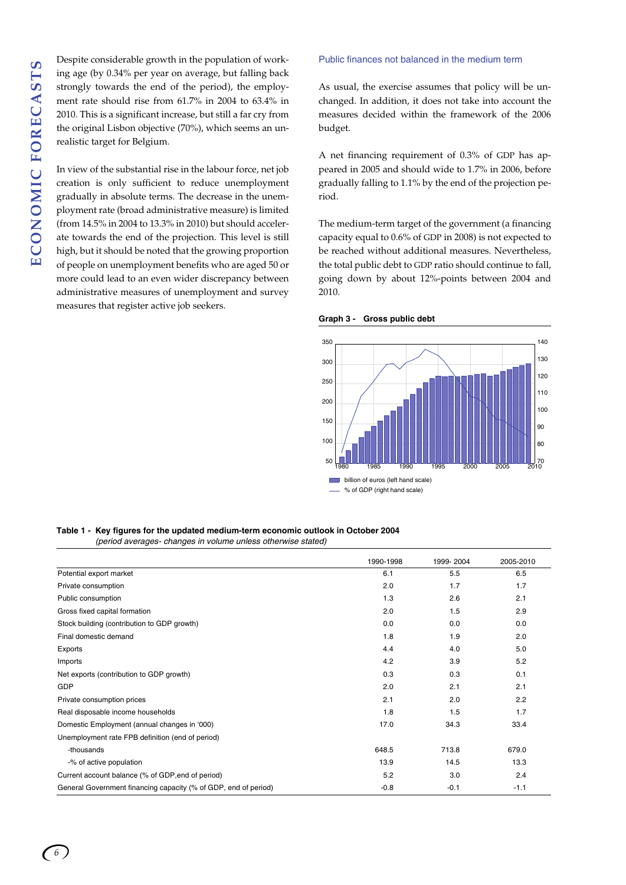Despite considerable growth in the population of working age (by 0.34% per year on average, but falling back strongly towards the end of the period), the employment rate should rise from 61.7% in 2004 to 63.4% in 2010. This is a significant increase, but still a far cry from the original Lisbon objective (70%), which seems an unrealistic target for Belgium.

In view of the substantial rise in the labour force, net job creation is only sufficient to reduce unemployment gradually in absolute terms. The decrease in the unemployment rate (broad administrative measure) is limited (from 14.5% in 2004 to 13.3% in 2010) but should accelerate towards the end of the projection. This level is still high, but it should be noted that the growing proportion of people on unemployment benefits who are aged 50 or more could lead to an even wider discrepancy between administrative measures of unemployment and survey measures that register active job seekers.

### Public finances not balanced in the medium term

As usual, the exercise assumes that policy will be unchanged. In addition, it does not take into account the measures decided within the framework of the 2006 budget.

A net financing requirement of 0.3% of GDP has appeared in 2005 and should wide to 1.7% in 2006, before gradually falling to 1.1% by the end of the projection period.

The medium-term target of the government (a financing capacity equal to 0.6% of GDP in 2008) is not expected to be reached without additional measures. Nevertheless, the total public debt to GDP ratio should continue to fall, going down by about 12%-points between 2004 and 2010.

**Graph 3 - Gross public debt**

- billion of euros (left hand scale)
- % of GDP (right hand scale)

**Table 1 - Key figures for the updated medium-term economic outlook in October 2004**
*(period averages- changes in volume unless otherwise stated)*

| | 1990-1998 | 1999- 2004 | 2005-2010 |
|---|---|---|---|
| Potential export market | 6.1 | 5.5 | 6.5 |
| Private consumption | 2.0 | 1.7 | 1.7 |
| Public consumption | 1.3 | 2.6 | 2.1 |
| Gross fixed capital formation | 2.0 | 1.5 | 2.9 |
| Stock building (contribution to GDP growth) | 0.0 | 0.0 | 0.0 |
| Final domestic demand | 1.8 | 1.9 | 2.0 |
| Exports | 4.4 | 4.0 | 5.0 |
| Imports | 4.2 | 3.9 | 5.2 |
| Net exports (contribution to GDP growth) | 0.3 | 0.3 | 0.1 |
| GDP | 2.0 | 2.1 | 2.1 |
| Private consumption prices | 2.1 | 2.0 | 2.2 |
| Real disposable income households | 1.8 | 1.5 | 1.7 |
| Domestic Employment (annual changes in '000) | 17.0 | 34.3 | 33.4 |
| Unemployment rate FPB definition (end of period) | | | |
| -thousands | 648.5 | 713.8 | 679.0 |
| -% of active population | 13.9 | 14.5 | 13.3 |
| Current account balance (% of GDP,end of period) | 5.2 | 3.0 | 2.4 |
| General Government financing capacity (% of GDP, end of period) | -0.8 | -0.1 | -1.1 |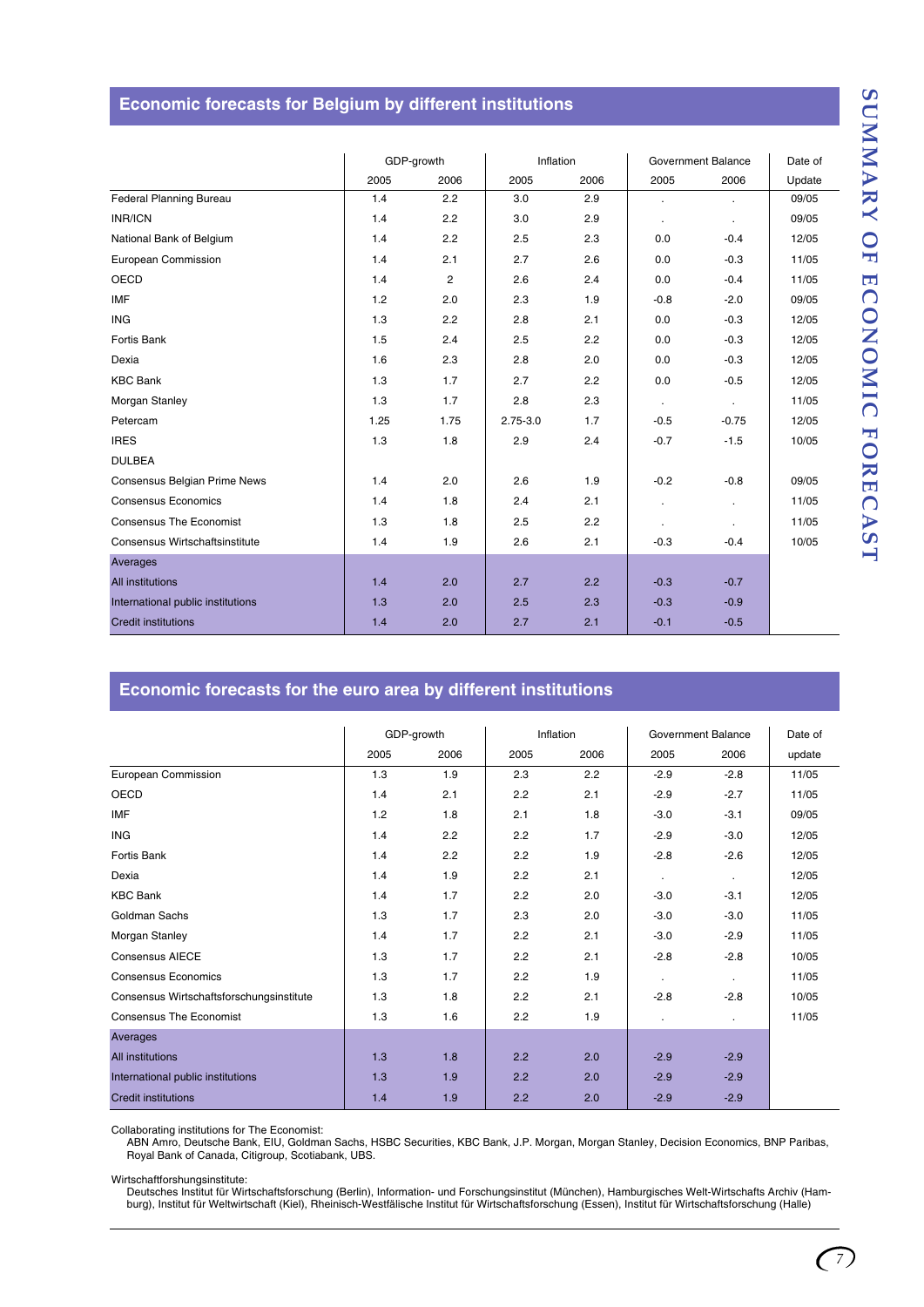## Economic forecasts for Belgium by different institutions

| | GDP-growth | | Inflation | | Government Balance | | Date of |
|---|---|---|---|---|---|---|---|
| | 2005 | 2006 | 2005 | 2006 | 2005 | 2006 | Update |
| Federal Planning Bureau | 1.4 | 2.2 | 3.0 | 2.9 | . | . | 09/05 |
| INR/ICN | 1.4 | 2.2 | 3.0 | 2.9 | . | . | 09/05 |
| National Bank of Belgium | 1.4 | 2.2 | 2.5 | 2.3 | 0.0 | -0.4 | 12/05 |
| European Commission | 1.4 | 2.1 | 2.7 | 2.6 | 0.0 | -0.3 | 11/05 |
| OECD | 1.4 | 2 | 2.6 | 2.4 | 0.0 | -0.4 | 11/05 |
| IMF | 1.2 | 2.0 | 2.3 | 1.9 | -0.8 | -2.0 | 09/05 |
| ING | 1.3 | 2.2 | 2.8 | 2.1 | 0.0 | -0.3 | 12/05 |
| Fortis Bank | 1.5 | 2.4 | 2.5 | 2.2 | 0.0 | -0.3 | 12/05 |
| Dexia | 1.6 | 2.3 | 2.8 | 2.0 | 0.0 | -0.3 | 12/05 |
| KBC Bank | 1.3 | 1.7 | 2.7 | 2.2 | 0.0 | -0.5 | 12/05 |
| Morgan Stanley | 1.3 | 1.7 | 2.8 | 2.3 | . | . | 11/05 |
| Petercam | 1.25 | 1.75 | 2.75-3.0 | 1.7 | -0.5 | -0.75 | 12/05 |
| IRES | 1.3 | 1.8 | 2.9 | 2.4 | -0.7 | -1.5 | 10/05 |
| DULBEA | | | | | | | |
| Consensus Belgian Prime News | 1.4 | 2.0 | 2.6 | 1.9 | -0.2 | -0.8 | 09/05 |
| Consensus Economics | 1.4 | 1.8 | 2.4 | 2.1 | . | . | 11/05 |
| Consensus The Economist | 1.3 | 1.8 | 2.5 | 2.2 | . | . | 11/05 |
| Consensus Wirtschaftsinstitute | 1.4 | 1.9 | 2.6 | 2.1 | -0.3 | -0.4 | 10/05 |
| Averages | | | | | | | |
| All institutions | 1.4 | 2.0 | 2.7 | 2.2 | -0.3 | -0.7 | |
| International public institutions | 1.3 | 2.0 | 2.5 | 2.3 | -0.3 | -0.9 | |
| Credit institutions | 1.4 | 2.0 | 2.7 | 2.1 | -0.1 | -0.5 | |

## Economic forecasts for the euro area by different institutions

| | GDP-growth | | Inflation | | Government Balance | | Date of |
|---|---|---|---|---|---|---|---|
| | 2005 | 2006 | 2005 | 2006 | 2005 | 2006 | update |
| European Commission | 1.3 | 1.9 | 2.3 | 2.2 | -2.9 | -2.8 | 11/05 |
| OECD | 1.4 | 2.1 | 2.2 | 2.1 | -2.9 | -2.7 | 11/05 |
| IMF | 1.2 | 1.8 | 2.1 | 1.8 | -3.0 | -3.1 | 09/05 |
| ING | 1.4 | 2.2 | 2.2 | 1.7 | -2.9 | -3.0 | 12/05 |
| Fortis Bank | 1.4 | 2.2 | 2.2 | 1.9 | -2.8 | -2.6 | 12/05 |
| Dexia | 1.4 | 1.9 | 2.2 | 2.1 | . | . | 12/05 |
| KBC Bank | 1.4 | 1.7 | 2.2 | 2.0 | -3.0 | -3.1 | 12/05 |
| Goldman Sachs | 1.3 | 1.7 | 2.3 | 2.0 | -3.0 | -3.0 | 11/05 |
| Morgan Stanley | 1.4 | 1.7 | 2.2 | 2.1 | -3.0 | -2.9 | 11/05 |
| Consensus AIECE | 1.3 | 1.7 | 2.2 | 2.1 | -2.8 | -2.8 | 10/05 |
| Consensus Economics | 1.3 | 1.7 | 2.2 | 1.9 | . | . | 11/05 |
| Consensus Wirtschaftsforschungsinstitute | 1.3 | 1.8 | 2.2 | 2.1 | -2.8 | -2.8 | 10/05 |
| Consensus The Economist | 1.3 | 1.6 | 2.2 | 1.9 | . | . | 11/05 |
| Averages | | | | | | | |
| All institutions | 1.3 | 1.8 | 2.2 | 2.0 | -2.9 | -2.9 | |
| International public institutions | 1.3 | 1.9 | 2.2 | 2.0 | -2.9 | -2.9 | |
| Credit institutions | 1.4 | 1.9 | 2.2 | 2.0 | -2.9 | -2.9 | |

Collaborating institutions for The Economist:
ABN Amro, Deutsche Bank, EIU, Goldman Sachs, HSBC Securities, KBC Bank, J.P. Morgan, Morgan Stanley, Decision Economics, BNP Paribas, Royal Bank of Canada, Citigroup, Scotiabank, UBS.

Wirtschaftforshungsinstitute:
Deutsches Institut für Wirtschaftsforschung (Berlin), Information- und Forschungsinstitut (München), Hamburgisches Welt-Wirtschafts Archiv (Hamburg), Institut für Weltwirtschaft (Kiel), Rheinisch-Westfälische Institut für Wirtschaftsforschung (Essen), Institut für Wirtschaftsforschung (Halle)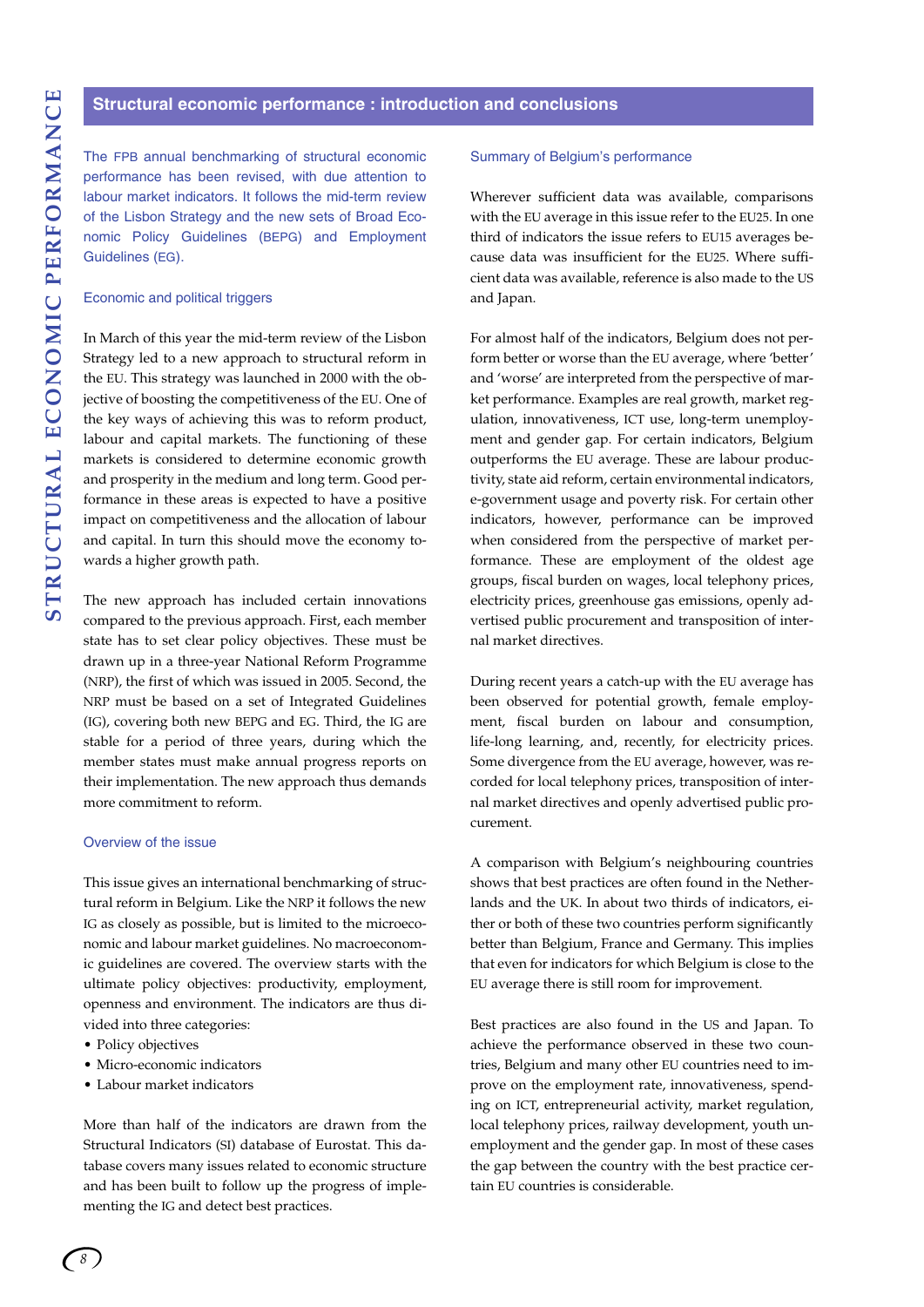## Structural economic performance : introduction and conclusions

The FPB annual benchmarking of structural economic performance has been revised, with due attention to labour market indicators. It follows the mid-term review of the Lisbon Strategy and the new sets of Broad Economic Policy Guidelines (BEPG) and Employment Guidelines (EG).

### Economic and political triggers

In March of this year the mid-term review of the Lisbon Strategy led to a new approach to structural reform in the EU. This strategy was launched in 2000 with the objective of boosting the competitiveness of the EU. One of the key ways of achieving this was to reform product, labour and capital markets. The functioning of these markets is considered to determine economic growth and prosperity in the medium and long term. Good performance in these areas is expected to have a positive impact on competitiveness and the allocation of labour and capital. In turn this should move the economy towards a higher growth path.

The new approach has included certain innovations compared to the previous approach. First, each member state has to set clear policy objectives. These must be drawn up in a three-year National Reform Programme (NRP), the first of which was issued in 2005. Second, the NRP must be based on a set of Integrated Guidelines (IG), covering both new BEPG and EG. Third, the IG are stable for a period of three years, during which the member states must make annual progress reports on their implementation. The new approach thus demands more commitment to reform.

### Overview of the issue

This issue gives an international benchmarking of structural reform in Belgium. Like the NRP it follows the new IG as closely as possible, but is limited to the microeconomic and labour market guidelines. No macroeconomic guidelines are covered. The overview starts with the ultimate policy objectives: productivity, employment, openness and environment. The indicators are thus divided into three categories:

- Policy objectives
- Micro-economic indicators
- Labour market indicators

More than half of the indicators are drawn from the Structural Indicators (SI) database of Eurostat. This database covers many issues related to economic structure and has been built to follow up the progress of implementing the IG and detect best practices.

### Summary of Belgium's performance

Wherever sufficient data was available, comparisons with the EU average in this issue refer to the EU25. In one third of indicators the issue refers to EU15 averages because data was insufficient for the EU25. Where sufficient data was available, reference is also made to the US and Japan.

For almost half of the indicators, Belgium does not perform better or worse than the EU average, where 'better' and 'worse' are interpreted from the perspective of market performance. Examples are real growth, market regulation, innovativeness, ICT use, long-term unemployment and gender gap. For certain indicators, Belgium outperforms the EU average. These are labour productivity, state aid reform, certain environmental indicators, e-government usage and poverty risk. For certain other indicators, however, performance can be improved when considered from the perspective of market performance. These are employment of the oldest age groups, fiscal burden on wages, local telephony prices, electricity prices, greenhouse gas emissions, openly advertised public procurement and transposition of internal market directives.

During recent years a catch-up with the EU average has been observed for potential growth, female employment, fiscal burden on labour and consumption, life-long learning, and, recently, for electricity prices. Some divergence from the EU average, however, was recorded for local telephony prices, transposition of internal market directives and openly advertised public procurement.

A comparison with Belgium's neighbouring countries shows that best practices are often found in the Netherlands and the UK. In about two thirds of indicators, either or both of these two countries perform significantly better than Belgium, France and Germany. This implies that even for indicators for which Belgium is close to the EU average there is still room for improvement.

Best practices are also found in the US and Japan. To achieve the performance observed in these two countries, Belgium and many other EU countries need to improve on the employment rate, innovativeness, spending on ICT, entrepreneurial activity, market regulation, local telephony prices, railway development, youth unemployment and the gender gap. In most of these cases the gap between the country with the best practice certain EU countries is considerable.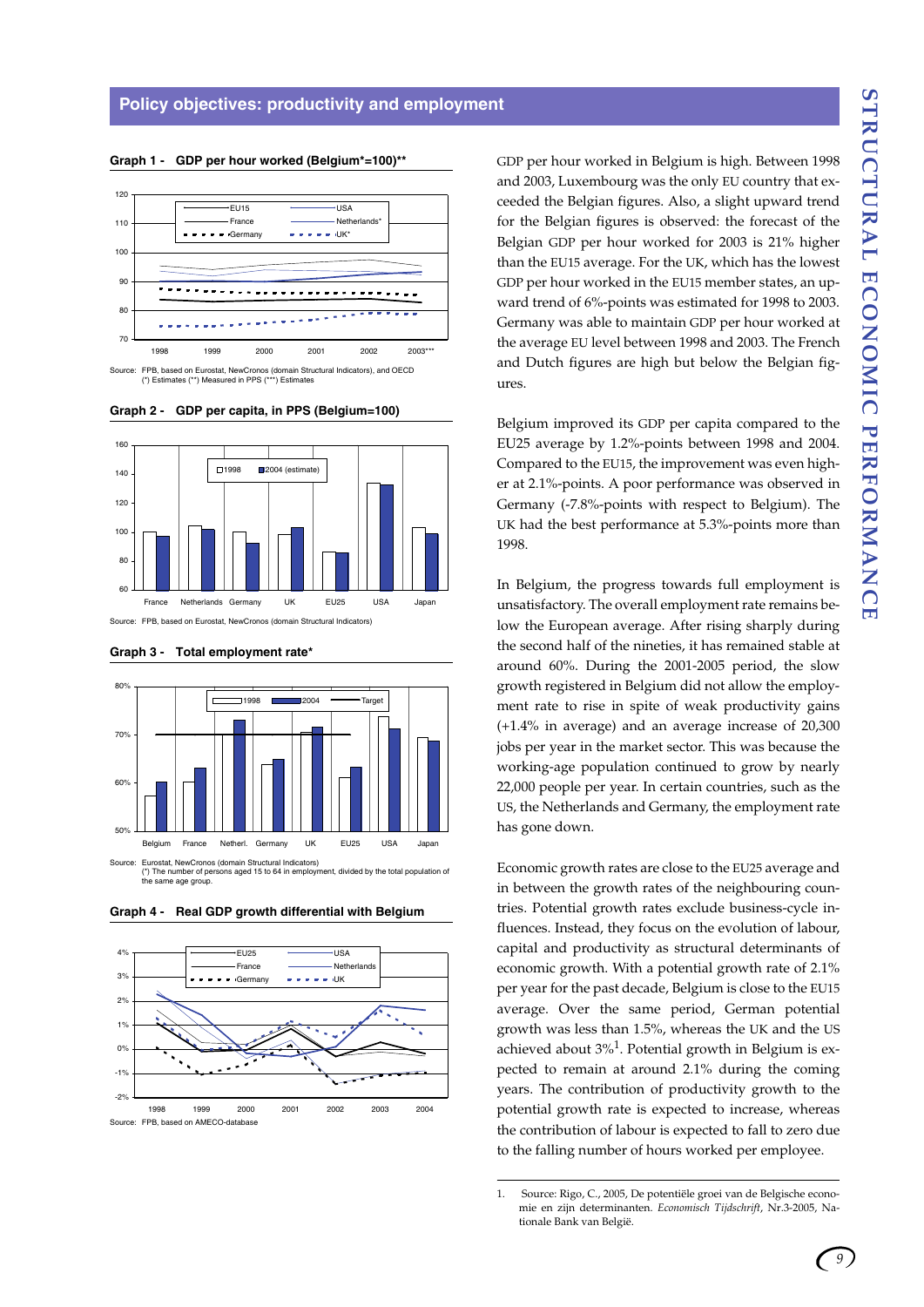## Policy objectives: productivity and employment

**Graph 1 - GDP per hour worked (Belgium*=100)**\*\*

Source: FPB, based on Eurostat, NewCronos (domain Structural Indicators), and OECD
(*) Estimates (**) Measured in PPS (***) Estimates

**Graph 2 - GDP per capita, in PPS (Belgium=100)**

Source: FPB, based on Eurostat, NewCronos (domain Structural Indicators)

**Graph 3 - Total employment rate\***

Source: Eurostat, NewCronos (domain Structural Indicators)
(*) The number of persons aged 15 to 64 in employment, divided by the total population of the same age group.

**Graph 4 - Real GDP growth differential with Belgium**

Source: FPB, based on AMECO-database

GDP per hour worked in Belgium is high. Between 1998 and 2003, Luxembourg was the only EU country that exceeded the Belgian figures. Also, a slight upward trend for the Belgian figures is observed: the forecast of the Belgian GDP per hour worked for 2003 is 21% higher than the EU15 average. For the UK, which has the lowest GDP per hour worked in the EU15 member states, an upward trend of 6%-points was estimated for 1998 to 2003. Germany was able to maintain GDP per hour worked at the average EU level between 1998 and 2003. The French and Dutch figures are high but below the Belgian figures.

Belgium improved its GDP per capita compared to the EU25 average by 1.2%-points between 1998 and 2004. Compared to the EU15, the improvement was even higher at 2.1%-points. A poor performance was observed in Germany (-7.8%-points with respect to Belgium). The UK had the best performance at 5.3%-points more than 1998.

In Belgium, the progress towards full employment is unsatisfactory. The overall employment rate remains below the European average. After rising sharply during the second half of the nineties, it has remained stable at around 60%. During the 2001-2005 period, the slow growth registered in Belgium did not allow the employment rate to rise in spite of weak productivity gains (+1.4% in average) and an average increase of 20,300 jobs per year in the market sector. This was because the working-age population continued to grow by nearly 22,000 people per year. In certain countries, such as the US, the Netherlands and Germany, the employment rate has gone down.

Economic growth rates are close to the EU25 average and in between the growth rates of the neighbouring countries. Potential growth rates exclude business-cycle influences. Instead, they focus on the evolution of labour, capital and productivity as structural determinants of economic growth. With a potential growth rate of 2.1% per year for the past decade, Belgium is close to the EU15 average. Over the same period, German potential growth was less than 1.5%, whereas the UK and the US achieved about 3%[1]. Potential growth in Belgium is expected to remain at around 2.1% during the coming years. The contribution of productivity growth to the potential growth rate is expected to increase, whereas the contribution of labour is expected to fall to zero due to the falling number of hours worked per employee.

1. Source: Rigo, C., 2005, De potentiële groei van de Belgische economie en zijn determinanten. *Economisch Tijdschrift*, Nr.3-2005, Nationale Bank van België.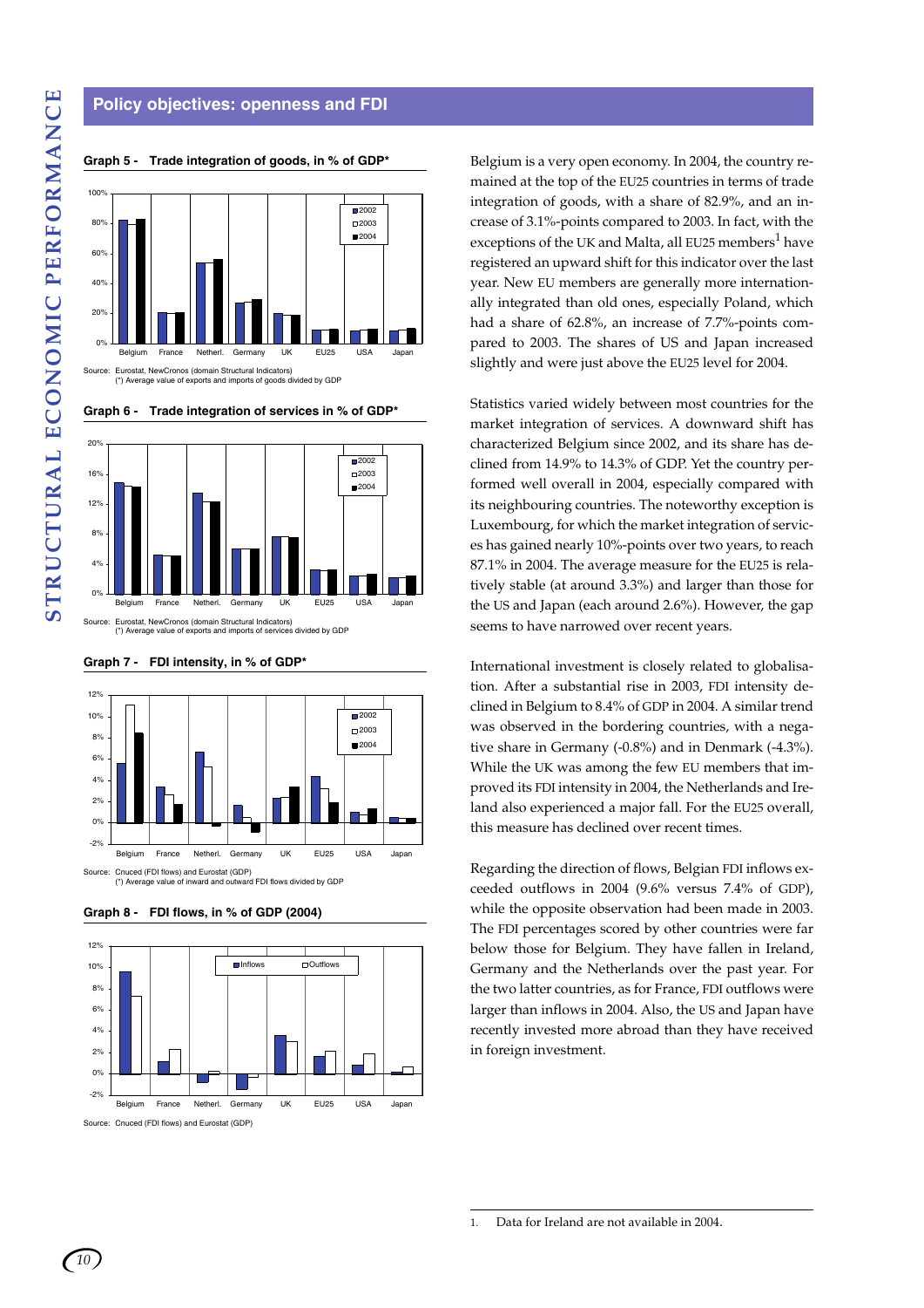## Policy objectives: openness and FDI

**Graph 5 - Trade integration of goods, in % of GDP***

Source: Eurostat, NewCronos (domain Structural Indicators)
(*) Average value of exports and imports of goods divided by GDP

**Graph 6 - Trade integration of services in % of GDP***

Source: Eurostat, NewCronos (domain Structural Indicators)
(*) Average value of exports and imports of services divided by GDP

**Graph 7 - FDI intensity, in % of GDP***

Source: Cnuced (FDI flows) and Eurostat (GDP)
(*) Average value of inward and outward FDI flows divided by GDP

**Graph 8 - FDI flows, in % of GDP (2004)**

Source: Cnuced (FDI flows) and Eurostat (GDP)

Belgium is a very open economy. In 2004, the country remained at the top of the EU25 countries in terms of trade integration of goods, with a share of 82.9%, and an increase of 3.1%-points compared to 2003. In fact, with the exceptions of the UK and Malta, all EU25 members[1] have registered an upward shift for this indicator over the last year. New EU members are generally more internationally integrated than old ones, especially Poland, which had a share of 62.8%, an increase of 7.7%-points compared to 2003. The shares of US and Japan increased slightly and were just above the EU25 level for 2004.

Statistics varied widely between most countries for the market integration of services. A downward shift has characterized Belgium since 2002, and its share has declined from 14.9% to 14.3% of GDP. Yet the country performed well overall in 2004, especially compared with its neighbouring countries. The noteworthy exception is Luxembourg, for which the market integration of services has gained nearly 10%-points over two years, to reach 87.1% in 2004. The average measure for the EU25 is relatively stable (at around 3.3%) and larger than those for the US and Japan (each around 2.6%). However, the gap seems to have narrowed over recent years.

International investment is closely related to globalisation. After a substantial rise in 2003, FDI intensity declined in Belgium to 8.4% of GDP in 2004. A similar trend was observed in the bordering countries, with a negative share in Germany (-0.8%) and in Denmark (-4.3%). While the UK was among the few EU members that improved its FDI intensity in 2004, the Netherlands and Ireland also experienced a major fall. For the EU25 overall, this measure has declined over recent times.

Regarding the direction of flows, Belgian FDI inflows exceeded outflows in 2004 (9.6% versus 7.4% of GDP), while the opposite observation had been made in 2003. The FDI percentages scored by other countries were far below those for Belgium. They have fallen in Ireland, Germany and the Netherlands over the past year. For the two latter countries, as for France, FDI outflows were larger than inflows in 2004. Also, the US and Japan have recently invested more abroad than they have received in foreign investment.

1. Data for Ireland are not available in 2004.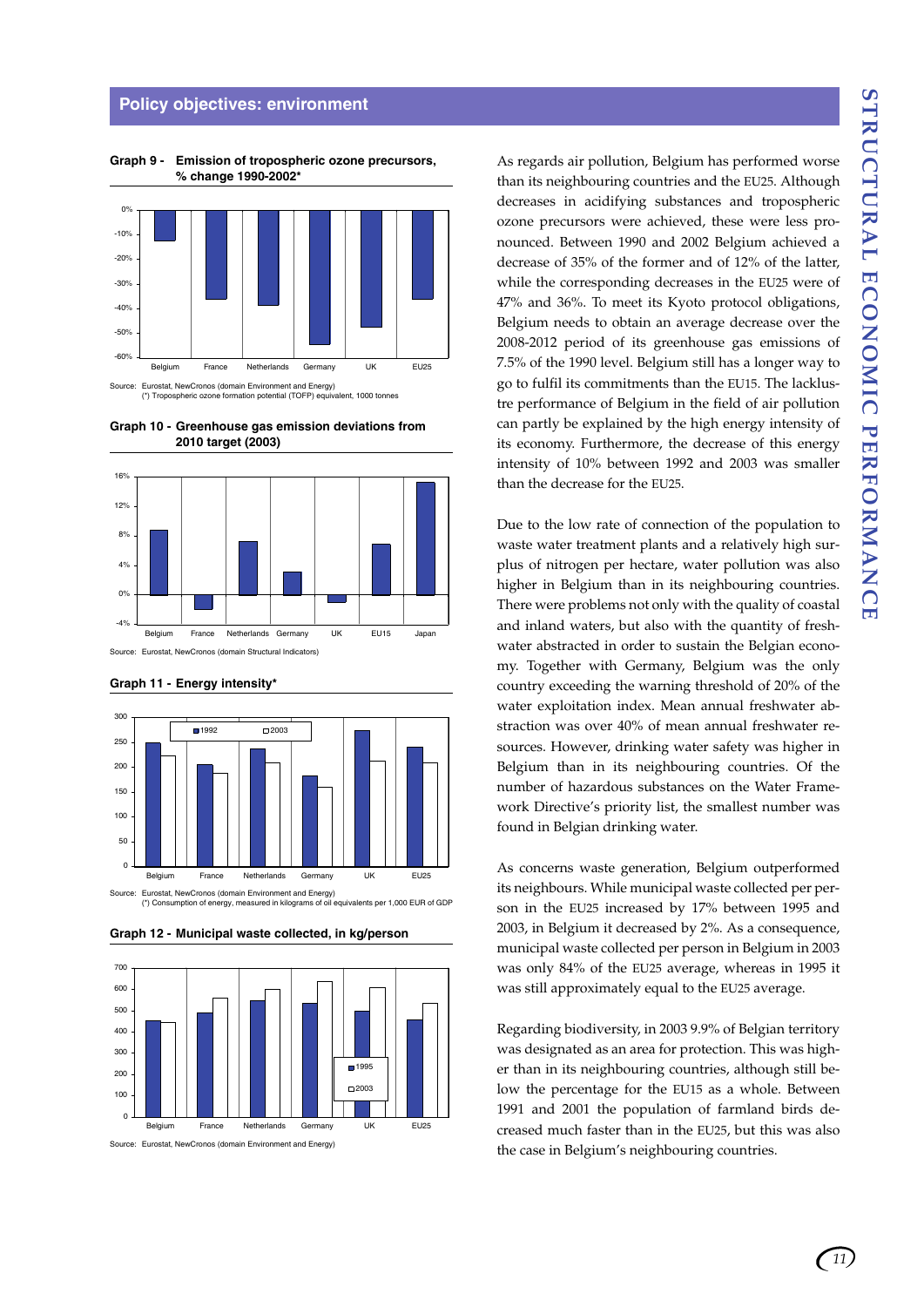## Policy objectives: environment

**Graph 9 - Emission of tropospheric ozone precursors, % change 1990-2002***

Source: Eurostat, NewCronos (domain Environment and Energy)
(*) Tropospheric ozone formation potential (TOFP) equivalent, 1000 tonnes

**Graph 10 - Greenhouse gas emission deviations from 2010 target (2003)**

Source: Eurostat, NewCronos (domain Structural Indicators)

**Graph 11 - Energy intensity***

Source: Eurostat, NewCronos (domain Environment and Energy)
(*) Consumption of energy, measured in kilograms of oil equivalents per 1,000 EUR of GDP

**Graph 12 - Municipal waste collected, in kg/person**

Source: Eurostat, NewCronos (domain Environment and Energy)

As regards air pollution, Belgium has performed worse than its neighbouring countries and the EU25. Although decreases in acidifying substances and tropospheric ozone precursors were achieved, these were less pronounced. Between 1990 and 2002 Belgium achieved a decrease of 35% of the former and of 12% of the latter, while the corresponding decreases in the EU25 were of 47% and 36%. To meet its Kyoto protocol obligations, Belgium needs to obtain an average decrease over the 2008-2012 period of its greenhouse gas emissions of 7.5% of the 1990 level. Belgium still has a longer way to go to fulfil its commitments than the EU15. The lacklustre performance of Belgium in the field of air pollution can partly be explained by the high energy intensity of its economy. Furthermore, the decrease of this energy intensity of 10% between 1992 and 2003 was smaller than the decrease for the EU25.

Due to the low rate of connection of the population to waste water treatment plants and a relatively high surplus of nitrogen per hectare, water pollution was also higher in Belgium than in its neighbouring countries. There were problems not only with the quality of coastal and inland waters, but also with the quantity of freshwater abstracted in order to sustain the Belgian economy. Together with Germany, Belgium was the only country exceeding the warning threshold of 20% of the water exploitation index. Mean annual freshwater abstraction was over 40% of mean annual freshwater resources. However, drinking water safety was higher in Belgium than in its neighbouring countries. Of the number of hazardous substances on the Water Framework Directive's priority list, the smallest number was found in Belgian drinking water.

As concerns waste generation, Belgium outperformed its neighbours. While municipal waste collected per person in the EU25 increased by 17% between 1995 and 2003, in Belgium it decreased by 2%. As a consequence, municipal waste collected per person in Belgium in 2003 was only 84% of the EU25 average, whereas in 1995 it was still approximately equal to the EU25 average.

Regarding biodiversity, in 2003 9.9% of Belgian territory was designated as an area for protection. This was higher than in its neighbouring countries, although still below the percentage for the EU15 as a whole. Between 1991 and 2001 the population of farmland birds decreased much faster than in the EU25, but this was also the case in Belgium's neighbouring countries.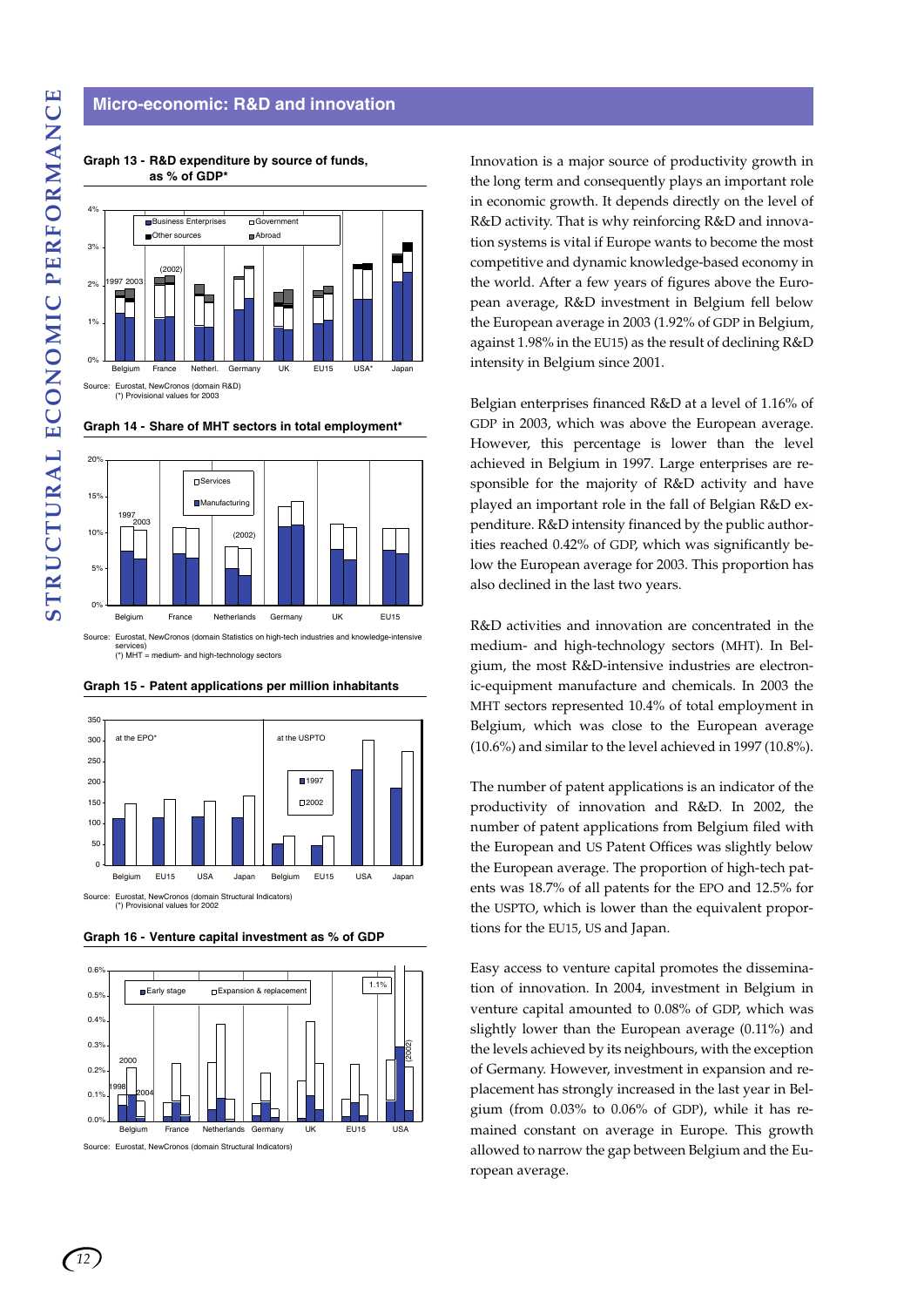## Micro-economic: R&D and innovation

**Graph 13 - R&D expenditure by source of funds, as % of GDP***

Source: Eurostat, NewCronos (domain R&D)
(*) Provisional values for 2003

**Graph 14 - Share of MHT sectors in total employment***

Source: Eurostat, NewCronos (domain Statistics on high-tech industries and knowledge-intensive services)
(*) MHT = medium- and high-technology sectors

**Graph 15 - Patent applications per million inhabitants**

Source: Eurostat, NewCronos (domain Structural Indicators)
(*) Provisional values for 2002

**Graph 16 - Venture capital investment as % of GDP**

Source: Eurostat, NewCronos (domain Structural Indicators)

Innovation is a major source of productivity growth in the long term and consequently plays an important role in economic growth. It depends directly on the level of R&D activity. That is why reinforcing R&D and innovation systems is vital if Europe wants to become the most competitive and dynamic knowledge-based economy in the world. After a few years of figures above the European average, R&D investment in Belgium fell below the European average in 2003 (1.92% of GDP in Belgium, against 1.98% in the EU15) as the result of declining R&D intensity in Belgium since 2001.

Belgian enterprises financed R&D at a level of 1.16% of GDP in 2003, which was above the European average. However, this percentage is lower than the level achieved in Belgium in 1997. Large enterprises are responsible for the majority of R&D activity and have played an important role in the fall of Belgian R&D expenditure. R&D intensity financed by the public authorities reached 0.42% of GDP, which was significantly below the European average for 2003. This proportion has also declined in the last two years.

R&D activities and innovation are concentrated in the medium- and high-technology sectors (MHT). In Belgium, the most R&D-intensive industries are electronic-equipment manufacture and chemicals. In 2003 the MHT sectors represented 10.4% of total employment in Belgium, which was close to the European average (10.6%) and similar to the level achieved in 1997 (10.8%).

The number of patent applications is an indicator of the productivity of innovation and R&D. In 2002, the number of patent applications from Belgium filed with the European and US Patent Offices was slightly below the European average. The proportion of high-tech patents was 18.7% of all patents for the EPO and 12.5% for the USPTO, which is lower than the equivalent proportions for the EU15, US and Japan.

Easy access to venture capital promotes the dissemination of innovation. In 2004, investment in Belgium in venture capital amounted to 0.08% of GDP, which was slightly lower than the European average (0.11%) and the levels achieved by its neighbours, with the exception of Germany. However, investment in expansion and replacement has strongly increased in the last year in Belgium (from 0.03% to 0.06% of GDP), while it has remained constant on average in Europe. This growth allowed to narrow the gap between Belgium and the European average.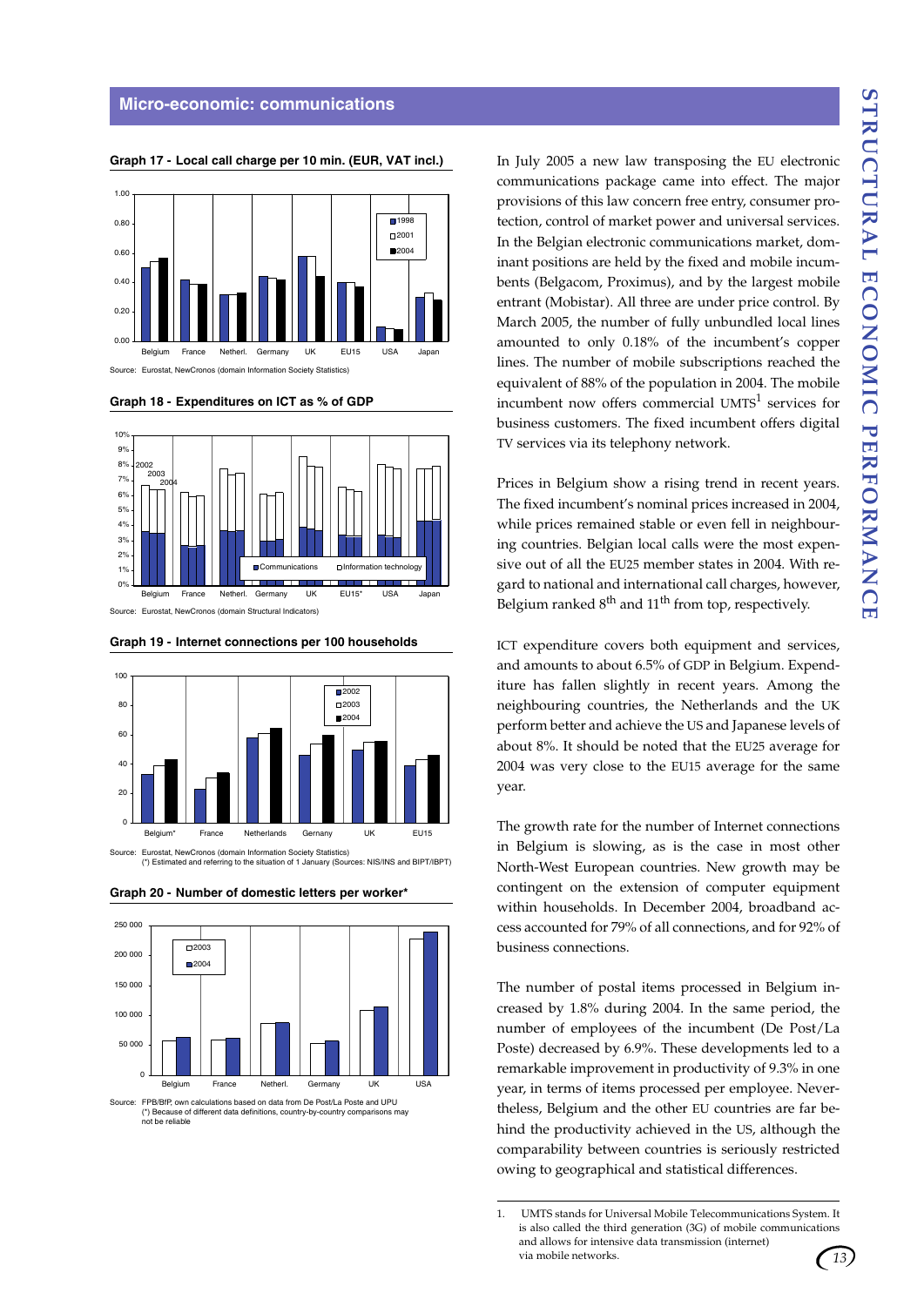## Micro-economic: communications

**Graph 17 - Local call charge per 10 min. (EUR, VAT incl.)**

Source: Eurostat, NewCronos (domain Information Society Statistics)

**Graph 18 - Expenditures on ICT as % of GDP**

Source: Eurostat, NewCronos (domain Structural Indicators)

**Graph 19 - Internet connections per 100 households**

Source: Eurostat, NewCronos (domain Information Society Statistics)
(*) Estimated and referring to the situation of 1 January (Sources: NIS/INS and BIPT/IBPT)

**Graph 20 - Number of domestic letters per worker***

Source: FPB/BfP, own calculations based on data from De Post/La Poste and UPU
(*) Because of different data definitions, country-by-country comparisons may not be reliable

In July 2005 a new law transposing the EU electronic communications package came into effect. The major provisions of this law concern free entry, consumer protection, control of market power and universal services. In the Belgian electronic communications market, dominant positions are held by the fixed and mobile incumbents (Belgacom, Proximus), and by the largest mobile entrant (Mobistar). All three are under price control. By March 2005, the number of fully unbundled local lines amounted to only 0.18% of the incumbent's copper lines. The number of mobile subscriptions reached the equivalent of 88% of the population in 2004. The mobile incumbent now offers commercial UMTS[1] services for business customers. The fixed incumbent offers digital TV services via its telephony network.

Prices in Belgium show a rising trend in recent years. The fixed incumbent's nominal prices increased in 2004, while prices remained stable or even fell in neighbouring countries. Belgian local calls were the most expensive out of all the EU25 member states in 2004. With regard to national and international call charges, however, Belgium ranked 8th and 11th from top, respectively.

ICT expenditure covers both equipment and services, and amounts to about 6.5% of GDP in Belgium. Expenditure has fallen slightly in recent years. Among the neighbouring countries, the Netherlands and the UK perform better and achieve the US and Japanese levels of about 8%. It should be noted that the EU25 average for 2004 was very close to the EU15 average for the same year.

The growth rate for the number of Internet connections in Belgium is slowing, as is the case in most other North-West European countries. New growth may be contingent on the extension of computer equipment within households. In December 2004, broadband access accounted for 79% of all connections, and for 92% of business connections.

The number of postal items processed in Belgium increased by 1.8% during 2004. In the same period, the number of employees of the incumbent (De Post/La Poste) decreased by 6.9%. These developments led to a remarkable improvement in productivity of 9.3% in one year, in terms of items processed per employee. Nevertheless, Belgium and the other EU countries are far behind the productivity achieved in the US, although the comparability between countries is seriously restricted owing to geographical and statistical differences.

1. UMTS stands for Universal Mobile Telecommunications System. It is also called the third generation (3G) of mobile communications and allows for intensive data transmission (internet) via mobile networks.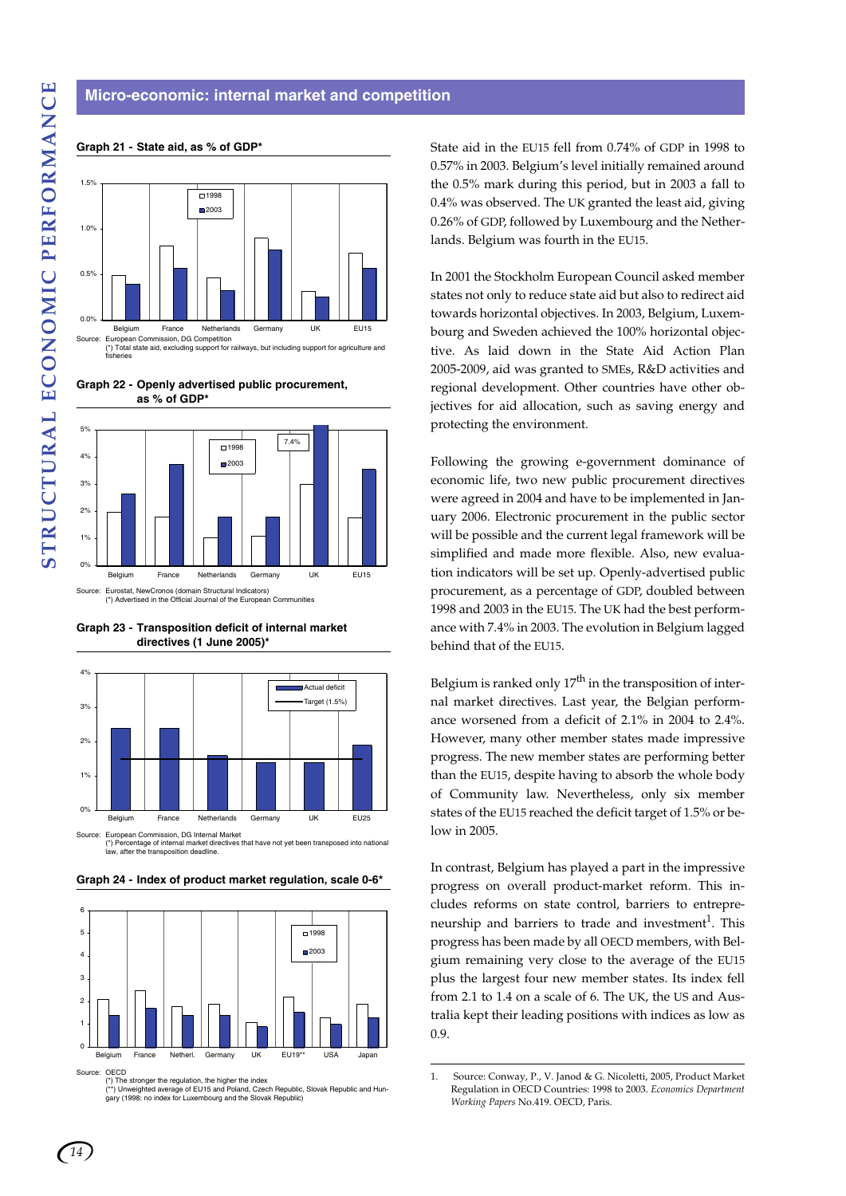## Micro-economic: internal market and competition

**Graph 21 - State aid, as % of GDP***

Source: European Commission, DG Competition
(*) Total state aid, excluding support for railways, but including support for agriculture and fisheries

**Graph 22 - Openly advertised public procurement, as % of GDP***

Source: Eurostat, NewCronos (domain Structural Indicators)
(*) Advertised in the Official Journal of the European Communities

**Graph 23 - Transposition deficit of internal market directives (1 June 2005)***

Source: European Commission, DG Internal Market
(*) Percentage of internal market directives that have not yet been transposed into national law, after the transposition deadline.

**Graph 24 - Index of product market regulation, scale 0-6***

Source: OECD
(*) The stronger the regulation, the higher the index
(**) Unweighted average of EU15 and Poland, Czech Republic, Slovak Republic and Hungary (1998: no index for Luxembourg and the Slovak Republic)

State aid in the EU15 fell from 0.74% of GDP in 1998 to 0.57% in 2003. Belgium's level initially remained around the 0.5% mark during this period, but in 2003 a fall to 0.4% was observed. The UK granted the least aid, giving 0.26% of GDP, followed by Luxembourg and the Netherlands. Belgium was fourth in the EU15.

In 2001 the Stockholm European Council asked member states not only to reduce state aid but also to redirect aid towards horizontal objectives. In 2003, Belgium, Luxembourg and Sweden achieved the 100% horizontal objective. As laid down in the State Aid Action Plan 2005-2009, aid was granted to SMEs, R&D activities and regional development. Other countries have other objectives for aid allocation, such as saving energy and protecting the environment.

Following the growing e-government dominance of economic life, two new public procurement directives were agreed in 2004 and have to be implemented in January 2006. Electronic procurement in the public sector will be possible and the current legal framework will be simplified and made more flexible. Also, new evaluation indicators will be set up. Openly-advertised public procurement, as a percentage of GDP, doubled between 1998 and 2003 in the EU15. The UK had the best performance with 7.4% in 2003. The evolution in Belgium lagged behind that of the EU15.

Belgium is ranked only 17th in the transposition of internal market directives. Last year, the Belgian performance worsened from a deficit of 2.1% in 2004 to 2.4%. However, many other member states made impressive progress. The new member states are performing better than the EU15, despite having to absorb the whole body of Community law. Nevertheless, only six member states of the EU15 reached the deficit target of 1.5% or below in 2005.

In contrast, Belgium has played a part in the impressive progress on overall product-market reform. This includes reforms on state control, barriers to entrepreneurship and barriers to trade and investment[1]. This progress has been made by all OECD members, with Belgium remaining very close to the average of the EU15 plus the largest four new member states. Its index fell from 2.1 to 1.4 on a scale of 6. The UK, the US and Australia kept their leading positions with indices as low as 0.9.

---

1. Source: Conway, P., V. Janod & G. Nicoletti, 2005, Product Market Regulation in OECD Countries: 1998 to 2003. *Economics Department Working Papers* No.419. OECD, Paris.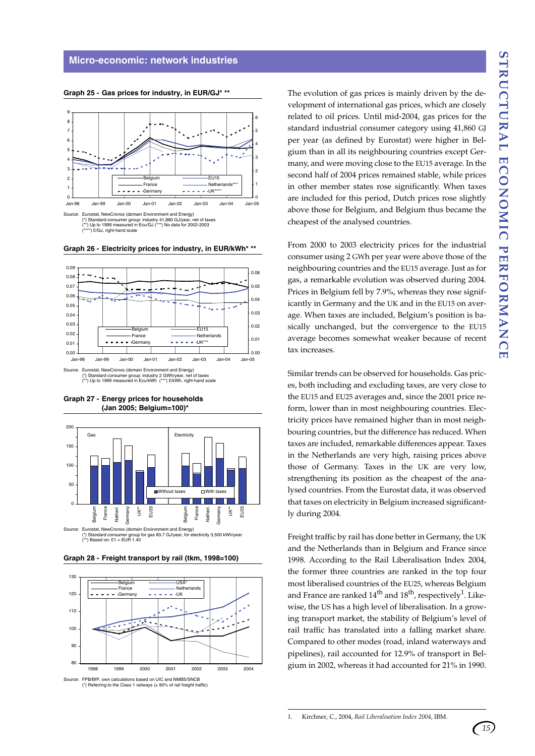## Micro-economic: network industries

**Graph 25 - Gas prices for industry, in EUR/GJ\* \*\***

Source: Eurostat, NewCronos (domain Environment and Energy)
(*) Standard consumer group: industry 41,860 GJ/year, net of taxes
(**) Up to 1999 measured in Ecu/GJ (***) No data for 2002-2003
(****) £/GJ, right-hand scale

**Graph 26 - Electricity prices for industry, in EUR/kWh\* \*\***

Source: Eurostat, NewCronos (domain Environment and Energy)
(*) Standard consumer group: industry 2 GWh/year, net of taxes
(**) Up to 1999 measured in Ecu/kWh (***) £/kWh, right-hand scale

**Graph 27 - Energy prices for households (Jan 2005; Belgium=100)\***

Source: Eurostat, NewCronos (domain Environment and Energy)
(*) Standard consumer group for gas 83.7 GJ/year, for electricity 3,500 kWh/year
(**) Based on: £1 = EUR 1.40

**Graph 28 - Freight transport by rail (tkm, 1998=100)**

Source: FPB/BfP, own calculations based on UIC and NMBS/SNCB
(*) Referring to the Class 1 railways (± 90% of rail freight traffic)

The evolution of gas prices is mainly driven by the development of international gas prices, which are closely related to oil prices. Until mid-2004, gas prices for the standard industrial consumer category using 41,860 GJ per year (as defined by Eurostat) were higher in Belgium than in all its neighbouring countries except Germany, and were moving close to the EU15 average. In the second half of 2004 prices remained stable, while prices in other member states rose significantly. When taxes are included for this period, Dutch prices rose slightly above those for Belgium, and Belgium thus became the cheapest of the analysed countries.

From 2000 to 2003 electricity prices for the industrial consumer using 2 GWh per year were above those of the neighbouring countries and the EU15 average. Just as for gas, a remarkable evolution was observed during 2004. Prices in Belgium fell by 7.9%, whereas they rose significantly in Germany and the UK and in the EU15 on average. When taxes are included, Belgium's position is basically unchanged, but the convergence to the EU15 average becomes somewhat weaker because of recent tax increases.

Similar trends can be observed for households. Gas prices, both including and excluding taxes, are very close to the EU15 and EU25 averages and, since the 2001 price reform, lower than in most neighbouring countries. Electricity prices have remained higher than in most neighbouring countries, but the difference has reduced. When taxes are included, remarkable differences appear. Taxes in the Netherlands are very high, raising prices above those of Germany. Taxes in the UK are very low, strengthening its position as the cheapest of the analysed countries. From the Eurostat data, it was observed that taxes on electricity in Belgium increased significantly during 2004.

Freight traffic by rail has done better in Germany, the UK and the Netherlands than in Belgium and France since 1998. According to the Rail Liberalisation Index 2004, the former three countries are ranked in the top four most liberalised countries of the EU25, whereas Belgium and France are ranked 14$^{th}$ and 18$^{th}$, respectively[1]. Likewise, the US has a high level of liberalisation. In a growing transport market, the stability of Belgium's level of rail traffic has translated into a falling market share. Compared to other modes (road, inland waterways and pipelines), rail accounted for 12.9% of transport in Belgium in 2002, whereas it had accounted for 21% in 1990.

1. Kirchner, C., 2004, *Rail Liberalisation Index 2004*, IBM.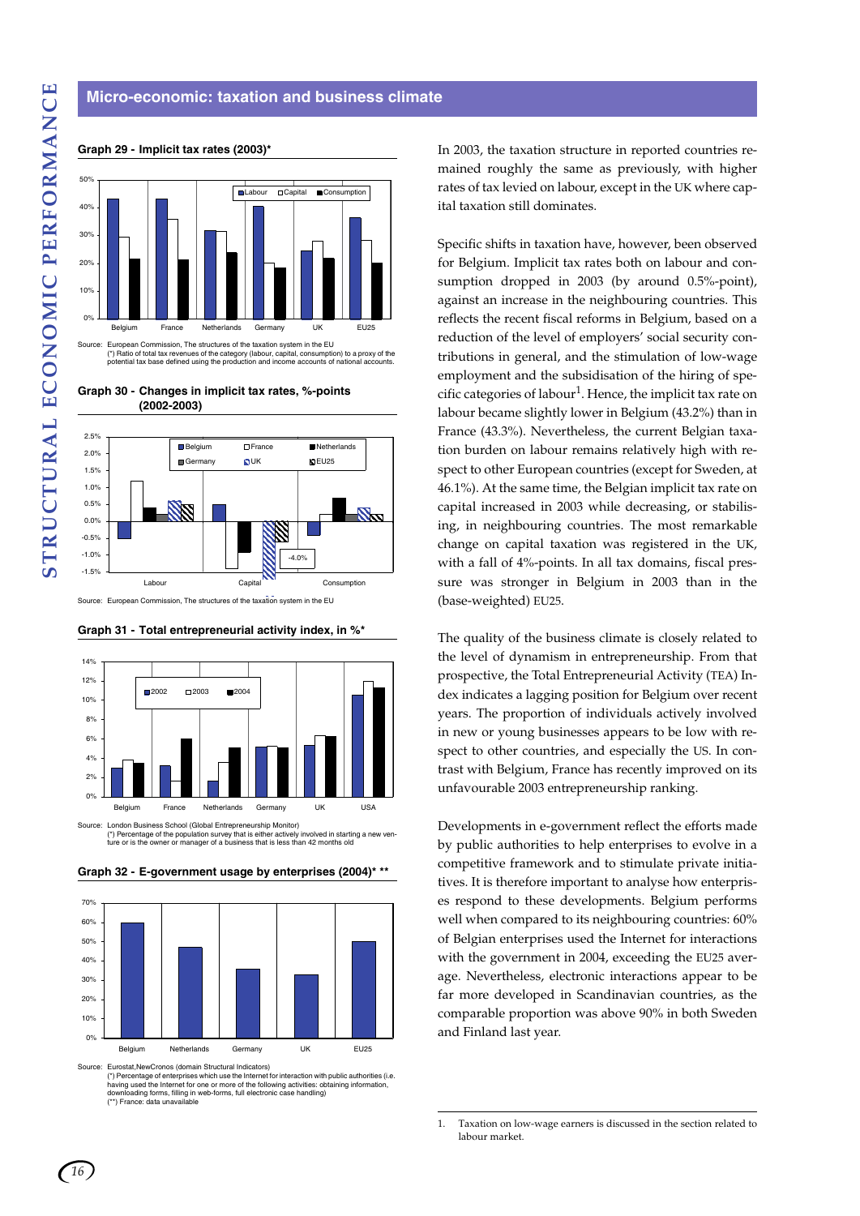## Micro-economic: taxation and business climate

**Graph 29 - Implicit tax rates (2003)***

Source: European Commission, The structures of the taxation system in the EU
(*) Ratio of total tax revenues of the category (labour, capital, consumption) to a proxy of the potential tax base defined using the production and income accounts of national accounts.

**Graph 30 - Changes in implicit tax rates, %-points (2002-2003)**

Source: European Commission, The structures of the taxation system in the EU

**Graph 31 - Total entrepreneurial activity index, in %***

Source: London Business School (Global Entrepreneurship Monitor)
(*) Percentage of the population survey that is either actively involved in starting a new venture or is the owner or manager of a business that is less than 42 months old

**Graph 32 - E-government usage by enterprises (2004)* ****

Source: Eurostat,NewCronos (domain Structural Indicators)
(*) Percentage of enterprises which use the Internet for interaction with public authorities (i.e. having used the Internet for one or more of the following activities: obtaining information, downloading forms, filling in web-forms, full electronic case handling)
(**) France: data unavailable

In 2003, the taxation structure in reported countries remained roughly the same as previously, with higher rates of tax levied on labour, except in the UK where capital taxation still dominates.

Specific shifts in taxation have, however, been observed for Belgium. Implicit tax rates both on labour and consumption dropped in 2003 (by around 0.5%-point), against an increase in the neighbouring countries. This reflects the recent fiscal reforms in Belgium, based on a reduction of the level of employers' social security contributions in general, and the stimulation of low-wage employment and the subsidisation of the hiring of specific categories of labour[1]. Hence, the implicit tax rate on labour became slightly lower in Belgium (43.2%) than in France (43.3%). Nevertheless, the current Belgian taxation burden on labour remains relatively high with respect to other European countries (except for Sweden, at 46.1%). At the same time, the Belgian implicit tax rate on capital increased in 2003 while decreasing, or stabilising, in neighbouring countries. The most remarkable change on capital taxation was registered in the UK, with a fall of 4%-points. In all tax domains, fiscal pressure was stronger in Belgium in 2003 than in the (base-weighted) EU25.

The quality of the business climate is closely related to the level of dynamism in entrepreneurship. From that prospective, the Total Entrepreneurial Activity (TEA) Index indicates a lagging position for Belgium over recent years. The proportion of individuals actively involved in new or young businesses appears to be low with respect to other countries, and especially the US. In contrast with Belgium, France has recently improved on its unfavourable 2003 entrepreneurship ranking.

Developments in e-government reflect the efforts made by public authorities to help enterprises to evolve in a competitive framework and to stimulate private initiatives. It is therefore important to analyse how enterprises respond to these developments. Belgium performs well when compared to its neighbouring countries: 60% of Belgian enterprises used the Internet for interactions with the government in 2004, exceeding the EU25 average. Nevertheless, electronic interactions appear to be far more developed in Scandinavian countries, as the comparable proportion was above 90% in both Sweden and Finland last year.

1. Taxation on low-wage earners is discussed in the section related to labour market.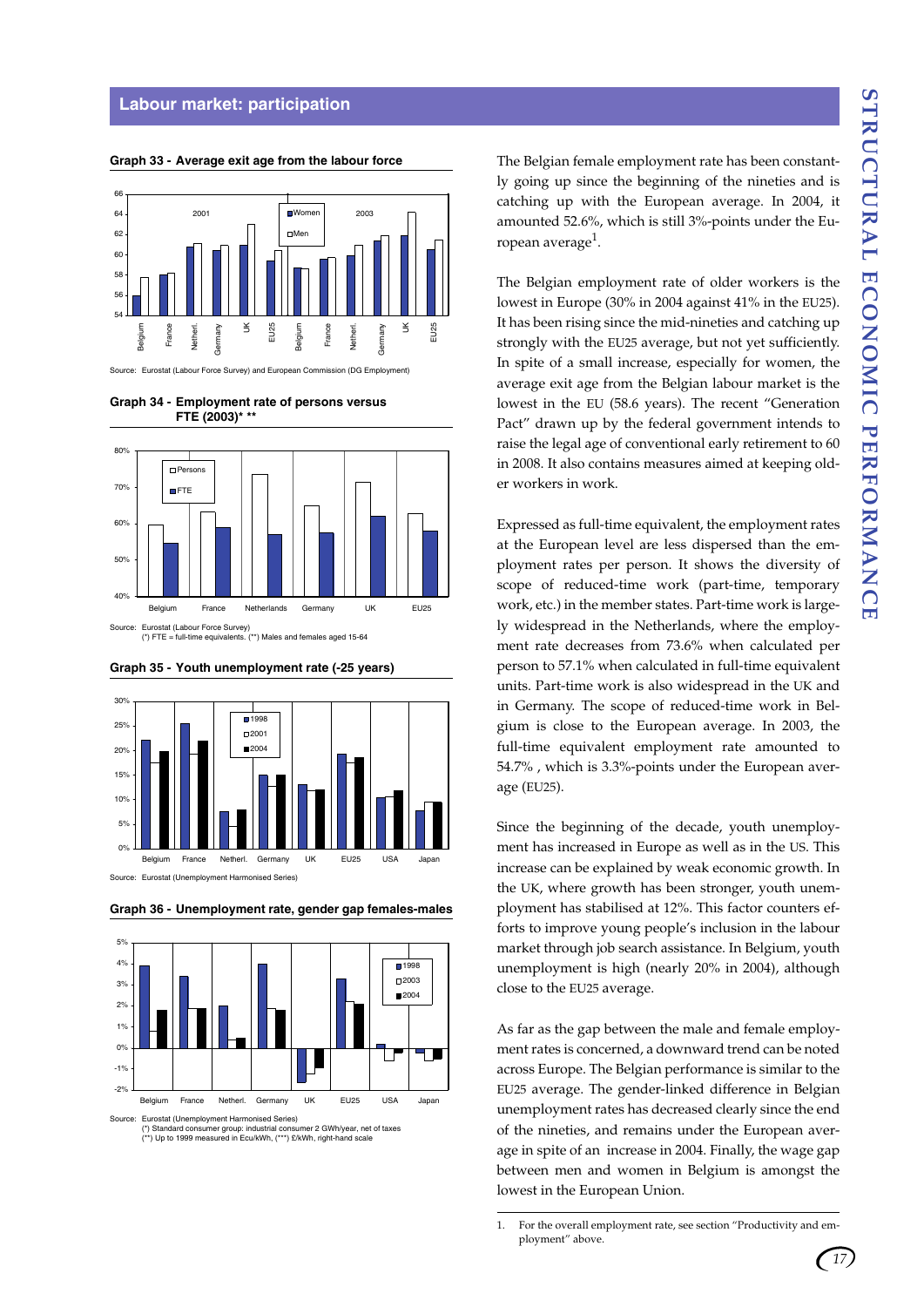## Labour market: participation

**Graph 33 - Average exit age from the labour force**

Source: Eurostat (Labour Force Survey) and European Commission (DG Employment)

**Graph 34 - Employment rate of persons versus FTE (2003)* ****

Source: Eurostat (Labour Force Survey)
(*) FTE = full-time equivalents. (**) Males and females aged 15-64

**Graph 35 - Youth unemployment rate (-25 years)**

Source: Eurostat (Unemployment Harmonised Series)

**Graph 36 - Unemployment rate, gender gap females-males**

Source: Eurostat (Unemployment Harmonised Series)
(*) Standard consumer group: industrial consumer 2 GWh/year, net of taxes
(**) Up to 1999 measured in Ecu/kWh, (***) £/kWh, right-hand scale

The Belgian female employment rate has been constantly going up since the beginning of the nineties and is catching up with the European average. In 2004, it amounted 52.6%, which is still 3%-points under the European average[1].

The Belgian employment rate of older workers is the lowest in Europe (30% in 2004 against 41% in the EU25). It has been rising since the mid-nineties and catching up strongly with the EU25 average, but not yet sufficiently. In spite of a small increase, especially for women, the average exit age from the Belgian labour market is the lowest in the EU (58.6 years). The recent "Generation Pact" drawn up by the federal government intends to raise the legal age of conventional early retirement to 60 in 2008. It also contains measures aimed at keeping older workers in work.

Expressed as full-time equivalent, the employment rates at the European level are less dispersed than the employment rates per person. It shows the diversity of scope of reduced-time work (part-time, temporary work, etc.) in the member states. Part-time work is largely widespread in the Netherlands, where the employment rate decreases from 73.6% when calculated per person to 57.1% when calculated in full-time equivalent units. Part-time work is also widespread in the UK and in Germany. The scope of reduced-time work in Belgium is close to the European average. In 2003, the full-time equivalent employment rate amounted to 54.7% , which is 3.3%-points under the European average (EU25).

Since the beginning of the decade, youth unemployment has increased in Europe as well as in the US. This increase can be explained by weak economic growth. In the UK, where growth has been stronger, youth unemployment has stabilised at 12%. This factor counters efforts to improve young people's inclusion in the labour market through job search assistance. In Belgium, youth unemployment is high (nearly 20% in 2004), although close to the EU25 average.

As far as the gap between the male and female employment rates is concerned, a downward trend can be noted across Europe. The Belgian performance is similar to the EU25 average. The gender-linked difference in Belgian unemployment rates has decreased clearly since the end of the nineties, and remains under the European average in spite of an increase in 2004. Finally, the wage gap between men and women in Belgium is amongst the lowest in the European Union.

1. For the overall employment rate, see section "Productivity and employment" above.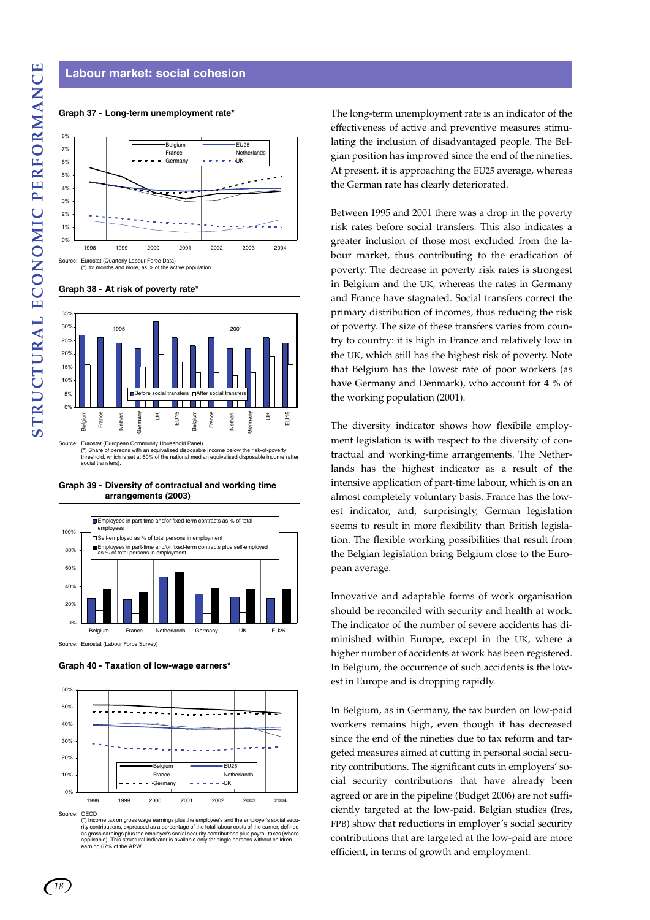## Labour market: social cohesion

**Graph 37 - Long-term unemployment rate***

Source: Eurostat (Quarterly Labour Force Data)
(*) 12 months and more, as % of the active population

**Graph 38 - At risk of poverty rate***

Source: Eurostat (European Community Household Panel)
(*) Share of persons with an equivalised disposable income below the risk-of-poverty threshold, which is set at 60% of the national median equivalised disposable income (after social transfers).

**Graph 39 - Diversity of contractual and working time arrangements (2003)**

Source: Eurostat (Labour Force Survey)

**Graph 40 - Taxation of low-wage earners***

Source: OECD
(*) Income tax on gross wage earnings plus the employee's and the employer's social security contributions, expressed as a percentage of the total labour costs of the earner, defined as gross earnings plus the employer's social security contributions plus payroll taxes (where applicable). This structural indicator is available only for single persons without children earning 67% of the APW.

The long-term unemployment rate is an indicator of the effectiveness of active and preventive measures stimulating the inclusion of disadvantaged people. The Belgian position has improved since the end of the nineties. At present, it is approaching the EU25 average, whereas the German rate has clearly deteriorated.

Between 1995 and 2001 there was a drop in the poverty risk rates before social transfers. This also indicates a greater inclusion of those most excluded from the labour market, thus contributing to the eradication of poverty. The decrease in poverty risk rates is strongest in Belgium and the UK, whereas the rates in Germany and France have stagnated. Social transfers correct the primary distribution of incomes, thus reducing the risk of poverty. The size of these transfers varies from country to country: it is high in France and relatively low in the UK, which still has the highest risk of poverty. Note that Belgium has the lowest rate of poor workers (as have Germany and Denmark), who account for 4 % of the working population (2001).

The diversity indicator shows how flexibile employment legislation is with respect to the diversity of contractual and working-time arrangements. The Netherlands has the highest indicator as a result of the intensive application of part-time labour, which is on an almost completely voluntary basis. France has the lowest indicator, and, surprisingly, German legislation seems to result in more flexibility than British legislation. The flexible working possibilities that result from the Belgian legislation bring Belgium close to the European average.

Innovative and adaptable forms of work organisation should be reconciled with security and health at work. The indicator of the number of severe accidents has diminished within Europe, except in the UK, where a higher number of accidents at work has been registered. In Belgium, the occurrence of such accidents is the lowest in Europe and is dropping rapidly.

In Belgium, as in Germany, the tax burden on low-paid workers remains high, even though it has decreased since the end of the nineties due to tax reform and targeted measures aimed at cutting in personal social security contributions. The significant cuts in employers' social security contributions that have already been agreed or are in the pipeline (Budget 2006) are not sufficiently targeted at the low-paid. Belgian studies (Ires, FPB) show that reductions in employer's social security contributions that are targeted at the low-paid are more efficient, in terms of growth and employment.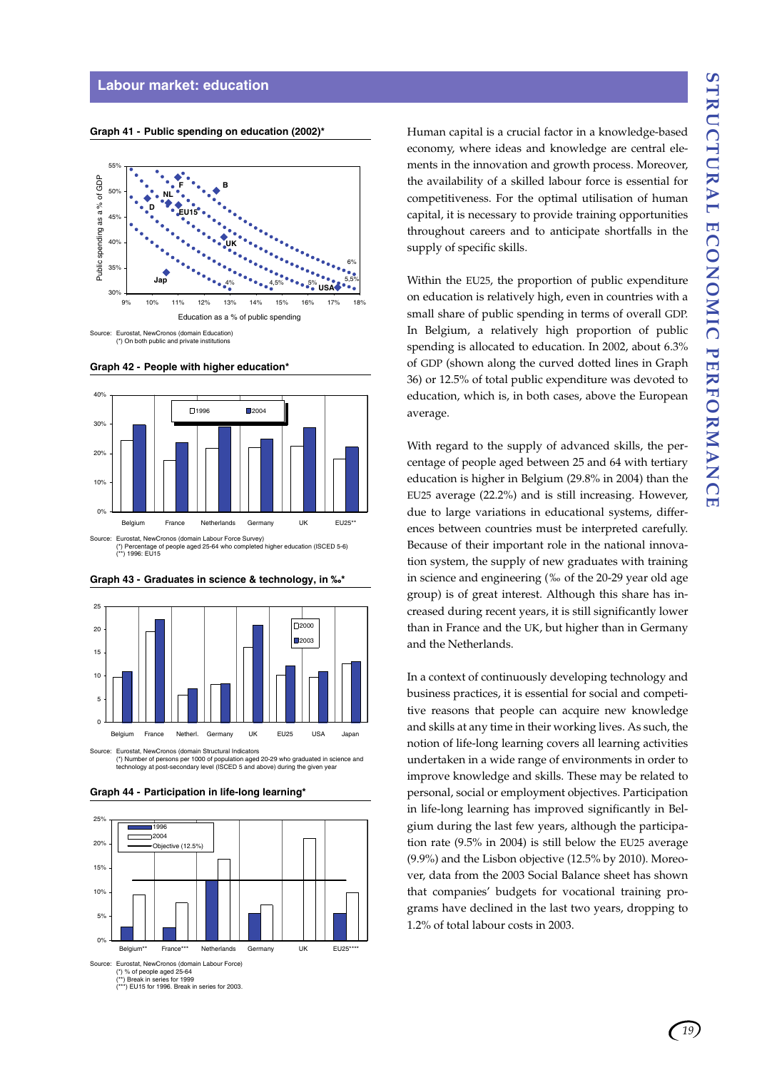## Labour market: education

**Graph 41 - Public spending on education (2002)***

Source: Eurostat, NewCronos (domain Education)
(*) On both public and private institutions

**Graph 42 - People with higher education***

Source: Eurostat, NewCronos (domain Labour Force Survey)
(*) Percentage of people aged 25-64 who completed higher education (ISCED 5-6)
(**) 1996: EU15

**Graph 43 - Graduates in science & technology, in ‰***

Source: Eurostat, NewCronos (domain Structural Indicators
(*) Number of persons per 1000 of population aged 20-29 who graduated in science and technology at post-secondary level (ISCED 5 and above) during the given year

**Graph 44 - Participation in life-long learning***

Source: Eurostat, NewCronos (domain Labour Force)
(*) % of people aged 25-64
(**) Break in series for 1999
(***) EU15 for 1996. Break in series for 2003.

Human capital is a crucial factor in a knowledge-based economy, where ideas and knowledge are central elements in the innovation and growth process. Moreover, the availability of a skilled labour force is essential for competitiveness. For the optimal utilisation of human capital, it is necessary to provide training opportunities throughout careers and to anticipate shortfalls in the supply of specific skills.

Within the EU25, the proportion of public expenditure on education is relatively high, even in countries with a small share of public spending in terms of overall GDP. In Belgium, a relatively high proportion of public spending is allocated to education. In 2002, about 6.3% of GDP (shown along the curved dotted lines in Graph 36) or 12.5% of total public expenditure was devoted to education, which is, in both cases, above the European average.

With regard to the supply of advanced skills, the percentage of people aged between 25 and 64 with tertiary education is higher in Belgium (29.8% in 2004) than the EU25 average (22.2%) and is still increasing. However, due to large variations in educational systems, differences between countries must be interpreted carefully. Because of their important role in the national innovation system, the supply of new graduates with training in science and engineering (‰ of the 20-29 year old age group) is of great interest. Although this share has increased during recent years, it is still significantly lower than in France and the UK, but higher than in Germany and the Netherlands.

In a context of continuously developing technology and business practices, it is essential for social and competitive reasons that people can acquire new knowledge and skills at any time in their working lives. As such, the notion of life-long learning covers all learning activities undertaken in a wide range of environments in order to improve knowledge and skills. These may be related to personal, social or employment objectives. Participation in life-long learning has improved significantly in Belgium during the last few years, although the participation rate (9.5% in 2004) is still below the EU25 average (9.9%) and the Lisbon objective (12.5% by 2010). Moreover, data from the 2003 Social Balance sheet has shown that companies' budgets for vocational training programs have declined in the last two years, dropping to 1.2% of total labour costs in 2003.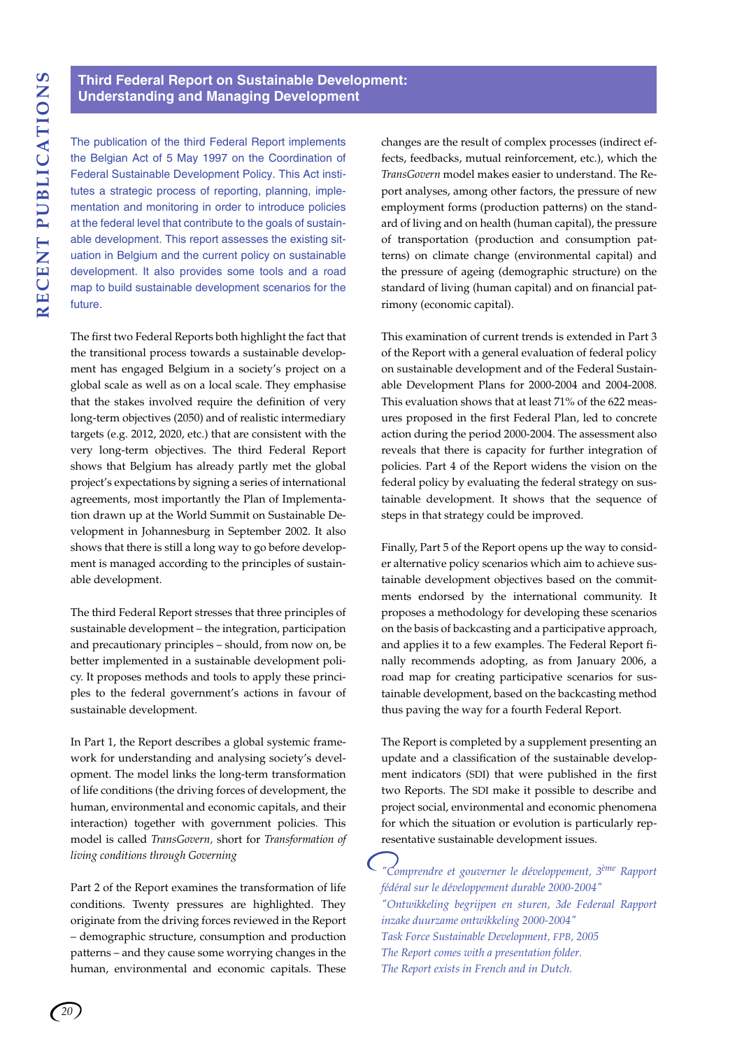## Third Federal Report on Sustainable Development: Understanding and Managing Development

The publication of the third Federal Report implements the Belgian Act of 5 May 1997 on the Coordination of Federal Sustainable Development Policy. This Act institutes a strategic process of reporting, planning, implementation and monitoring in order to introduce policies at the federal level that contribute to the goals of sustainable development. This report assesses the existing situation in Belgium and the current policy on sustainable development. It also provides some tools and a road map to build sustainable development scenarios for the future.

The first two Federal Reports both highlight the fact that the transitional process towards a sustainable development has engaged Belgium in a society's project on a global scale as well as on a local scale. They emphasise that the stakes involved require the definition of very long-term objectives (2050) and of realistic intermediary targets (e.g. 2012, 2020, etc.) that are consistent with the very long-term objectives. The third Federal Report shows that Belgium has already partly met the global project's expectations by signing a series of international agreements, most importantly the Plan of Implementation drawn up at the World Summit on Sustainable Development in Johannesburg in September 2002. It also shows that there is still a long way to go before development is managed according to the principles of sustainable development.

The third Federal Report stresses that three principles of sustainable development – the integration, participation and precautionary principles – should, from now on, be better implemented in a sustainable development policy. It proposes methods and tools to apply these principles to the federal government's actions in favour of sustainable development.

In Part 1, the Report describes a global systemic framework for understanding and analysing society's development. The model links the long-term transformation of life conditions (the driving forces of development, the human, environmental and economic capitals, and their interaction) together with government policies. This model is called *TransGovern*, short for *Transformation of living conditions through Governing*

Part 2 of the Report examines the transformation of life conditions. Twenty pressures are highlighted. They originate from the driving forces reviewed in the Report – demographic structure, consumption and production patterns – and they cause some worrying changes in the human, environmental and economic capitals. These changes are the result of complex processes (indirect effects, feedbacks, mutual reinforcement, etc.), which the *TransGovern* model makes easier to understand. The Report analyses, among other factors, the pressure of new employment forms (production patterns) on the standard of living and on health (human capital), the pressure of transportation (production and consumption patterns) on climate change (environmental capital) and the pressure of ageing (demographic structure) on the standard of living (human capital) and on financial patrimony (economic capital).

This examination of current trends is extended in Part 3 of the Report with a general evaluation of federal policy on sustainable development and of the Federal Sustainable Development Plans for 2000-2004 and 2004-2008. This evaluation shows that at least 71% of the 622 measures proposed in the first Federal Plan, led to concrete action during the period 2000-2004. The assessment also reveals that there is capacity for further integration of policies. Part 4 of the Report widens the vision on the federal policy by evaluating the federal strategy on sustainable development. It shows that the sequence of steps in that strategy could be improved.

Finally, Part 5 of the Report opens up the way to consider alternative policy scenarios which aim to achieve sustainable development objectives based on the commitments endorsed by the international community. It proposes a methodology for developing these scenarios on the basis of backcasting and a participative approach, and applies it to a few examples. The Federal Report finally recommends adopting, as from January 2006, a road map for creating participative scenarios for sustainable development, based on the backcasting method thus paving the way for a fourth Federal Report.

The Report is completed by a supplement presenting an update and a classification of the sustainable development indicators (SDI) that were published in the first two Reports. The SDI make it possible to describe and project social, environmental and economic phenomena for which the situation or evolution is particularly representative sustainable development issues.

*"Comprendre et gouverner le développement, 3ème Rapport fédéral sur le développement durable 2000-2004"*
*"Ontwikkeling begrijpen en sturen, 3de Federaal Rapport inzake duurzame ontwikkeling 2000-2004"*
*Task Force Sustainable Development, FPB, 2005*
*The Report comes with a presentation folder.*
*The Report exists in French and in Dutch.*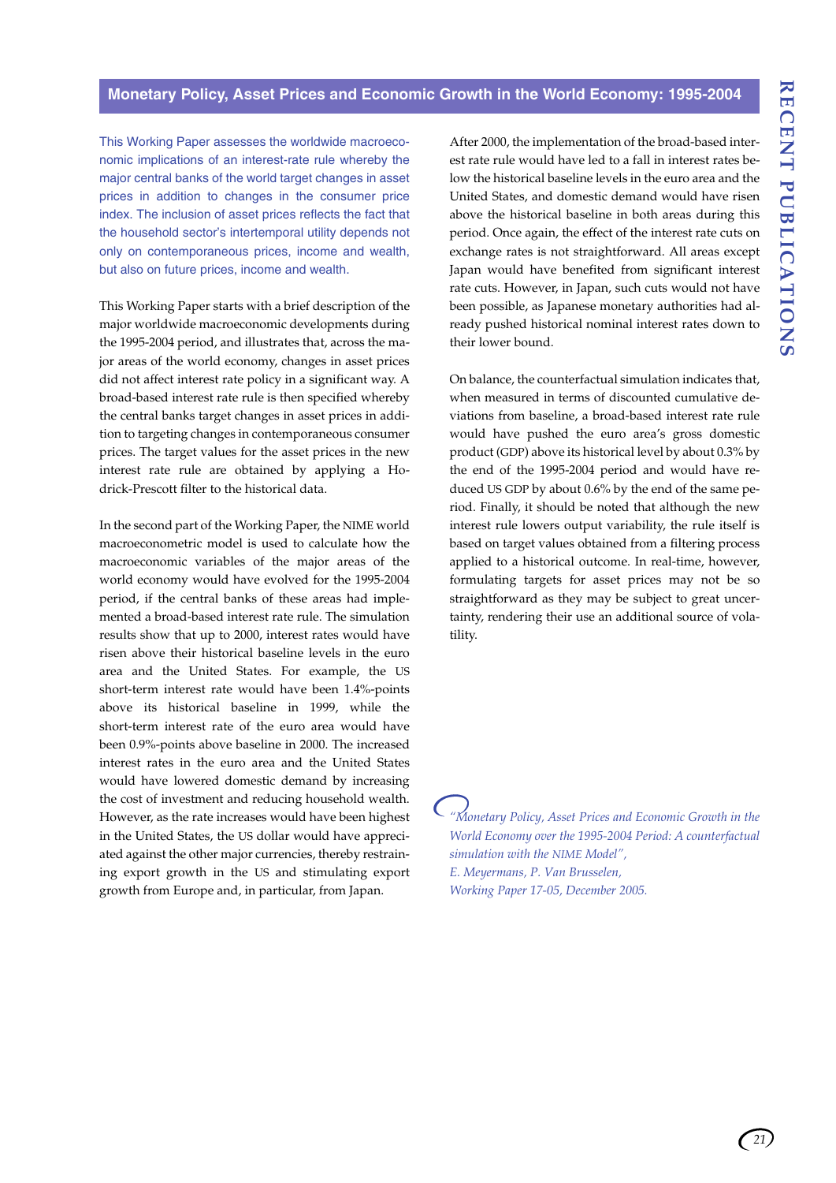## Monetary Policy, Asset Prices and Economic Growth in the World Economy: 1995-2004

This Working Paper assesses the worldwide macroeconomic implications of an interest-rate rule whereby the major central banks of the world target changes in asset prices in addition to changes in the consumer price index. The inclusion of asset prices reflects the fact that the household sector's intertemporal utility depends not only on contemporaneous prices, income and wealth, but also on future prices, income and wealth.

This Working Paper starts with a brief description of the major worldwide macroeconomic developments during the 1995-2004 period, and illustrates that, across the major areas of the world economy, changes in asset prices did not affect interest rate policy in a significant way. A broad-based interest rate rule is then specified whereby the central banks target changes in asset prices in addition to targeting changes in contemporaneous consumer prices. The target values for the asset prices in the new interest rate rule are obtained by applying a Hodrick-Prescott filter to the historical data.

In the second part of the Working Paper, the NIME world macroeconometric model is used to calculate how the macroeconomic variables of the major areas of the world economy would have evolved for the 1995-2004 period, if the central banks of these areas had implemented a broad-based interest rate rule. The simulation results show that up to 2000, interest rates would have risen above their historical baseline levels in the euro area and the United States. For example, the US short-term interest rate would have been 1.4%-points above its historical baseline in 1999, while the short-term interest rate of the euro area would have been 0.9%-points above baseline in 2000. The increased interest rates in the euro area and the United States would have lowered domestic demand by increasing the cost of investment and reducing household wealth. However, as the rate increases would have been highest in the United States, the US dollar would have appreciated against the other major currencies, thereby restraining export growth in the US and stimulating export growth from Europe and, in particular, from Japan.

After 2000, the implementation of the broad-based interest rate rule would have led to a fall in interest rates below the historical baseline levels in the euro area and the United States, and domestic demand would have risen above the historical baseline in both areas during this period. Once again, the effect of the interest rate cuts on exchange rates is not straightforward. All areas except Japan would have benefited from significant interest rate cuts. However, in Japan, such cuts would not have been possible, as Japanese monetary authorities had already pushed historical nominal interest rates down to their lower bound.

On balance, the counterfactual simulation indicates that, when measured in terms of discounted cumulative deviations from baseline, a broad-based interest rate rule would have pushed the euro area's gross domestic product (GDP) above its historical level by about 0.3% by the end of the 1995-2004 period and would have reduced US GDP by about 0.6% by the end of the same period. Finally, it should be noted that although the new interest rule lowers output variability, the rule itself is based on target values obtained from a filtering process applied to a historical outcome. In real-time, however, formulating targets for asset prices may not be so straightforward as they may be subject to great uncertainty, rendering their use an additional source of volatility.

*"Monetary Policy, Asset Prices and Economic Growth in the World Economy over the 1995-2004 Period: A counterfactual simulation with the NIME Model",*
*E. Meyermans, P. Van Brusselen,*
*Working Paper 17-05, December 2005.*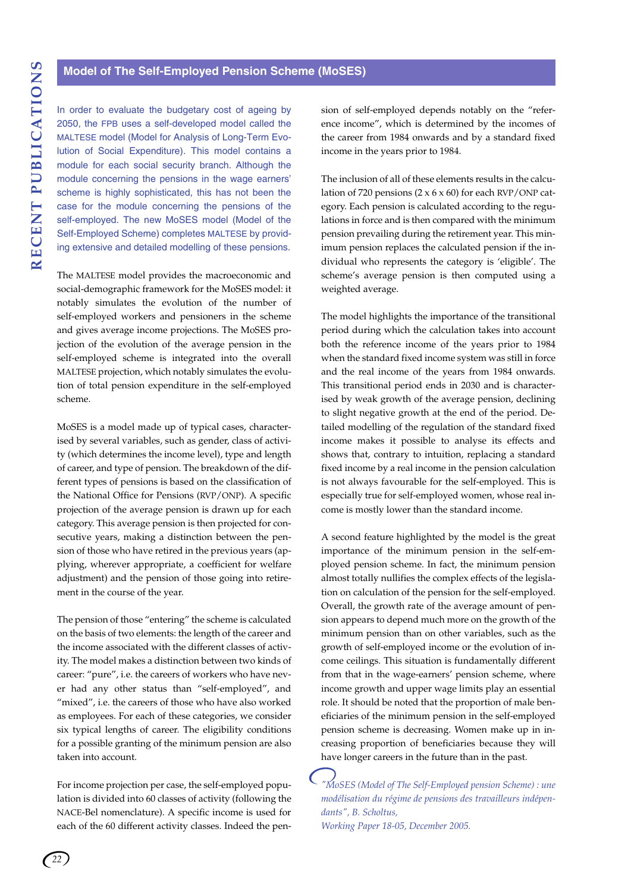## Model of The Self-Employed Pension Scheme (MoSES)

In order to evaluate the budgetary cost of ageing by 2050, the FPB uses a self-developed model called the MALTESE model (Model for Analysis of Long-Term Evolution of Social Expenditure). This model contains a module for each social security branch. Although the module concerning the pensions in the wage earners' scheme is highly sophisticated, this has not been the case for the module concerning the pensions of the self-employed. The new MoSES model (Model of the Self-Employed Scheme) completes MALTESE by providing extensive and detailed modelling of these pensions.

The MALTESE model provides the macroeconomic and social-demographic framework for the MoSES model: it notably simulates the evolution of the number of self-employed workers and pensioners in the scheme and gives average income projections. The MoSES projection of the evolution of the average pension in the self-employed scheme is integrated into the overall MALTESE projection, which notably simulates the evolution of total pension expenditure in the self-employed scheme.

MoSES is a model made up of typical cases, characterised by several variables, such as gender, class of activity (which determines the income level), type and length of career, and type of pension. The breakdown of the different types of pensions is based on the classification of the National Office for Pensions (RVP/ONP). A specific projection of the average pension is drawn up for each category. This average pension is then projected for consecutive years, making a distinction between the pension of those who have retired in the previous years (applying, wherever appropriate, a coefficient for welfare adjustment) and the pension of those going into retirement in the course of the year.

The pension of those "entering" the scheme is calculated on the basis of two elements: the length of the career and the income associated with the different classes of activity. The model makes a distinction between two kinds of career: "pure", i.e. the careers of workers who have never had any other status than "self-employed", and "mixed", i.e. the careers of those who have also worked as employees. For each of these categories, we consider six typical lengths of career. The eligibility conditions for a possible granting of the minimum pension are also taken into account.

For income projection per case, the self-employed population is divided into 60 classes of activity (following the NACE-Bel nomenclature). A specific income is used for each of the 60 different activity classes. Indeed the pension of self-employed depends notably on the "reference income", which is determined by the incomes of the career from 1984 onwards and by a standard fixed income in the years prior to 1984.

The inclusion of all of these elements results in the calculation of 720 pensions (2 x 6 x 60) for each RVP/ONP category. Each pension is calculated according to the regulations in force and is then compared with the minimum pension prevailing during the retirement year. This minimum pension replaces the calculated pension if the individual who represents the category is 'eligible'. The scheme's average pension is then computed using a weighted average.

The model highlights the importance of the transitional period during which the calculation takes into account both the reference income of the years prior to 1984 when the standard fixed income system was still in force and the real income of the years from 1984 onwards. This transitional period ends in 2030 and is characterised by weak growth of the average pension, declining to slight negative growth at the end of the period. Detailed modelling of the regulation of the standard fixed income makes it possible to analyse its effects and shows that, contrary to intuition, replacing a standard fixed income by a real income in the pension calculation is not always favourable for the self-employed. This is especially true for self-employed women, whose real income is mostly lower than the standard income.

A second feature highlighted by the model is the great importance of the minimum pension in the self-employed pension scheme. In fact, the minimum pension almost totally nullifies the complex effects of the legislation on calculation of the pension for the self-employed. Overall, the growth rate of the average amount of pension appears to depend much more on the growth of the minimum pension than on other variables, such as the growth of self-employed income or the evolution of income ceilings. This situation is fundamentally different from that in the wage-earners' pension scheme, where income growth and upper wage limits play an essential role. It should be noted that the proportion of male beneficiaries of the minimum pension in the self-employed pension scheme is decreasing. Women make up in increasing proportion of beneficiaries because they will have longer careers in the future than in the past.

*"MoSES (Model of The Self-Employed pension Scheme) : une modélisation du régime de pensions des travailleurs indépendants", B. Scholtus,*
*Working Paper 18-05, December 2005.*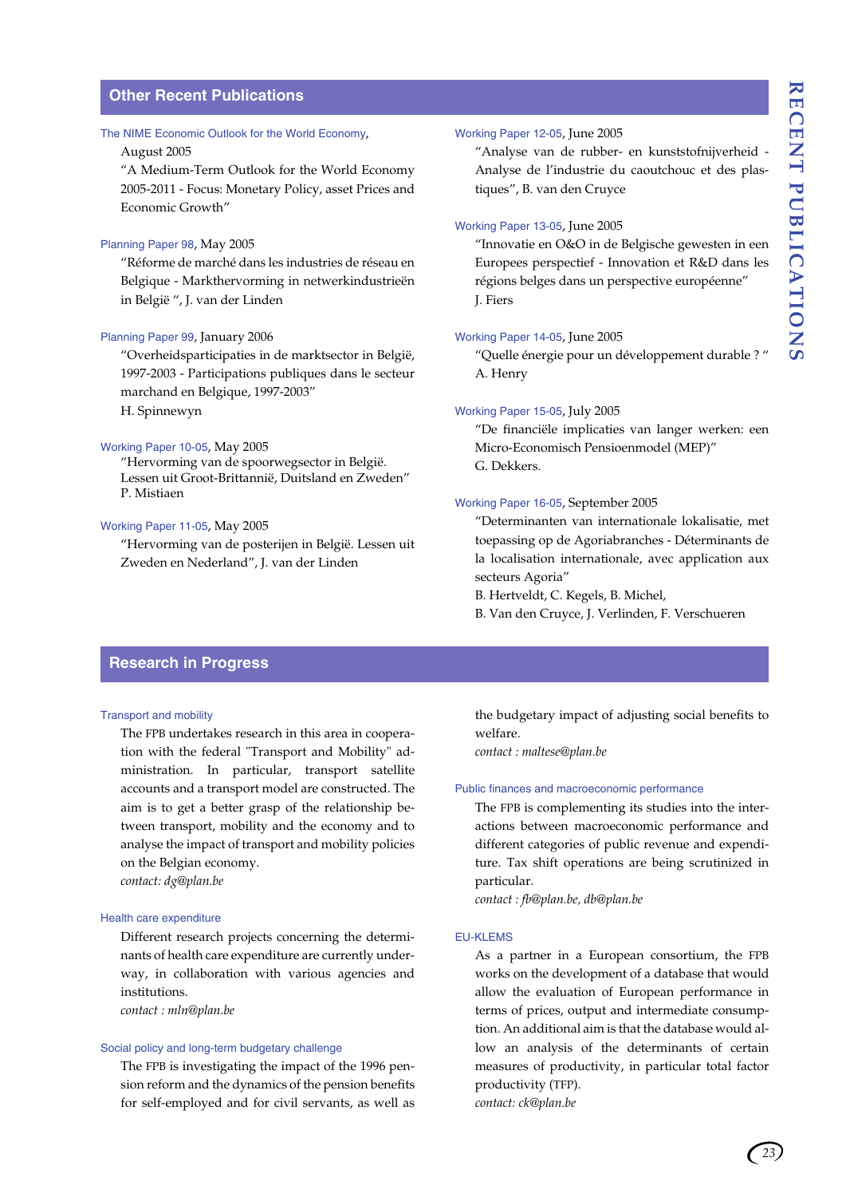## Other Recent Publications

The NIME Economic Outlook for the World Economy, August 2005
"A Medium-Term Outlook for the World Economy 2005-2011 - Focus: Monetary Policy, asset Prices and Economic Growth"

Planning Paper 98, May 2005
"Réforme de marché dans les industries de réseau en Belgique - Markthervorming in netwerkindustrieën in België ", J. van der Linden

Planning Paper 99, January 2006
"Overheidsparticipaties in de marktsector in België, 1997-2003 - Participations publiques dans le secteur marchand en Belgique, 1997-2003"
H. Spinnewyn

Working Paper 10-05, May 2005
"Hervorming van de spoorwegsector in België. Lessen uit Groot-Brittannië, Duitsland en Zweden"
P. Mistiaen

Working Paper 11-05, May 2005
"Hervorming van de posterijen in België. Lessen uit Zweden en Nederland", J. van der Linden

Working Paper 12-05, June 2005
"Analyse van de rubber- en kunststofnijverheid - Analyse de l'industrie du caoutchouc et des plastiques", B. van den Cruyce

Working Paper 13-05, June 2005
"Innovatie en O&O in de Belgische gewesten in een Europees perspectief - Innovation et R&D dans les régions belges dans un perspective européenne"
J. Fiers

Working Paper 14-05, June 2005
"Quelle énergie pour un développement durable ? "
A. Henry

Working Paper 15-05, July 2005
"De financiële implicaties van langer werken: een Micro-Economisch Pensioenmodel (MEP)"
G. Dekkers.

Working Paper 16-05, September 2005
"Determinanten van internationale lokalisatie, met toepassing op de Agoriabranches - Déterminants de la localisation internationale, avec application aux secteurs Agoria"
B. Hertveldt, C. Kegels, B. Michel,
B. Van den Cruyce, J. Verlinden, F. Verschueren

## Research in Progress

### Transport and mobility

The FPB undertakes research in this area in cooperation with the federal "Transport and Mobility" administration. In particular, transport satellite accounts and a transport model are constructed. The aim is to get a better grasp of the relationship between transport, mobility and the economy and to analyse the impact of transport and mobility policies on the Belgian economy.
*contact: dg@plan.be*

### Health care expenditure

Different research projects concerning the determinants of health care expenditure are currently underway, in collaboration with various agencies and institutions.
*contact : mln@plan.be*

### Social policy and long-term budgetary challenge

The FPB is investigating the impact of the 1996 pension reform and the dynamics of the pension benefits for self-employed and for civil servants, as well as the budgetary impact of adjusting social benefits to welfare.
*contact : maltese@plan.be*

### Public finances and macroeconomic performance

The FPB is complementing its studies into the interactions between macroeconomic performance and different categories of public revenue and expenditure. Tax shift operations are being scrutinized in particular.
*contact : fb@plan.be, db@plan.be*

### EU-KLEMS

As a partner in a European consortium, the FPB works on the development of a database that would allow the evaluation of European performance in terms of prices, output and intermediate consumption. An additional aim is that the database would allow an analysis of the determinants of certain measures of productivity, in particular total factor productivity (TFP).
*contact: ck@plan.be*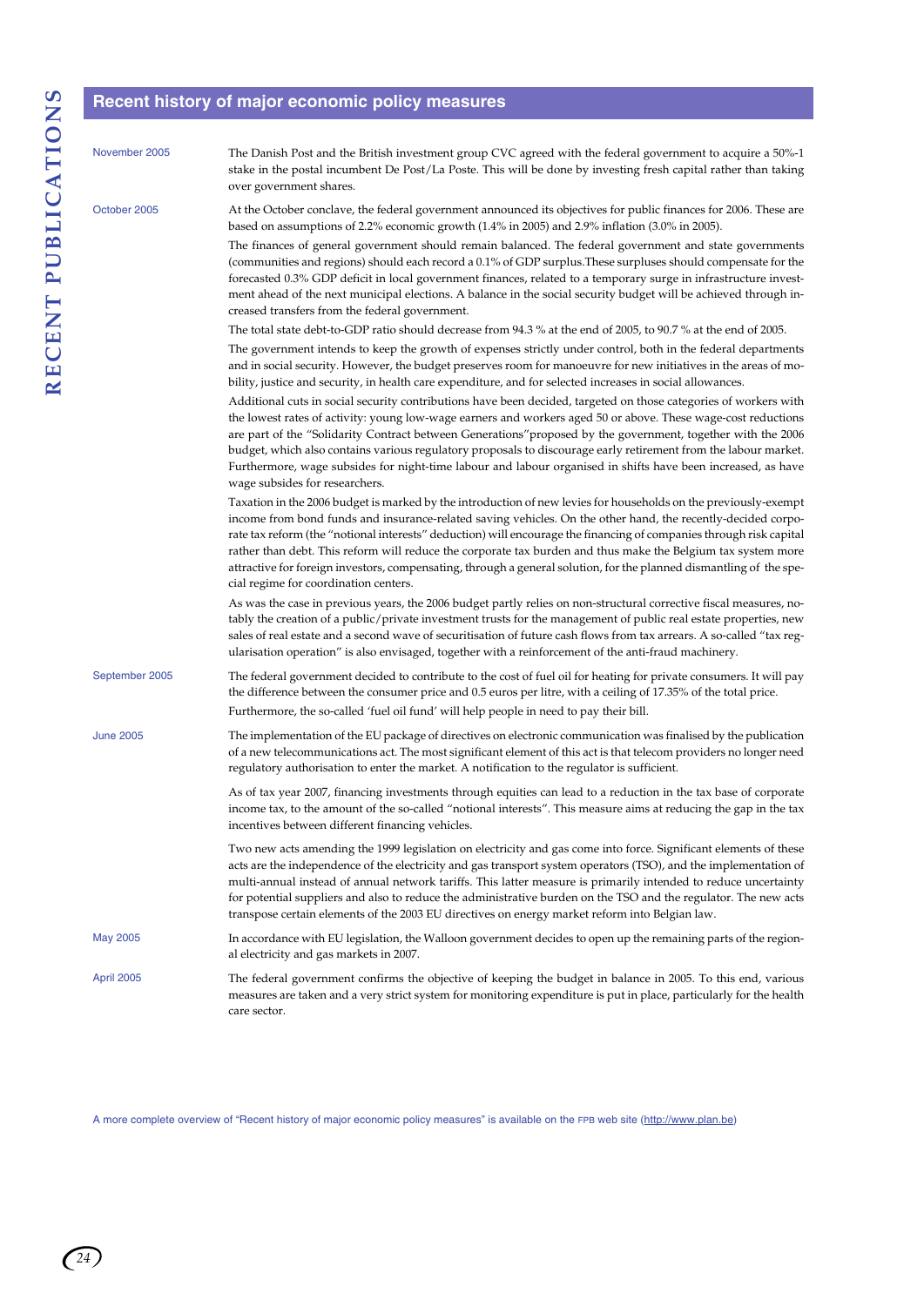## Recent history of major economic policy measures

**November 2005**

The Danish Post and the British investment group CVC agreed with the federal government to acquire a 50%-1 stake in the postal incumbent De Post/La Poste. This will be done by investing fresh capital rather than taking over government shares.

**October 2005**

At the October conclave, the federal government announced its objectives for public finances for 2006. These are based on assumptions of 2.2% economic growth (1.4% in 2005) and 2.9% inflation (3.0% in 2005).

The finances of general government should remain balanced. The federal government and state governments (communities and regions) should each record a 0.1% of GDP surplus.These surpluses should compensate for the forecasted 0.3% GDP deficit in local government finances, related to a temporary surge in infrastructure investment ahead of the next municipal elections. A balance in the social security budget will be achieved through increased transfers from the federal government.

The total state debt-to-GDP ratio should decrease from 94.3 % at the end of 2005, to 90.7 % at the end of 2005.

The government intends to keep the growth of expenses strictly under control, both in the federal departments and in social security. However, the budget preserves room for manoeuvre for new initiatives in the areas of mobility, justice and security, in health care expenditure, and for selected increases in social allowances.

Additional cuts in social security contributions have been decided, targeted on those categories of workers with the lowest rates of activity: young low-wage earners and workers aged 50 or above. These wage-cost reductions are part of the "Solidarity Contract between Generations"proposed by the government, together with the 2006 budget, which also contains various regulatory proposals to discourage early retirement from the labour market. Furthermore, wage subsides for night-time labour and labour organised in shifts have been increased, as have wage subsides for researchers.

Taxation in the 2006 budget is marked by the introduction of new levies for households on the previously-exempt income from bond funds and insurance-related saving vehicles. On the other hand, the recently-decided corporate tax reform (the "notional interests" deduction) will encourage the financing of companies through risk capital rather than debt. This reform will reduce the corporate tax burden and thus make the Belgium tax system more attractive for foreign investors, compensating, through a general solution, for the planned dismantling of the special regime for coordination centers.

As was the case in previous years, the 2006 budget partly relies on non-structural corrective fiscal measures, notably the creation of a public/private investment trusts for the management of public real estate properties, new sales of real estate and a second wave of securitisation of future cash flows from tax arrears. A so-called "tax regularisation operation" is also envisaged, together with a reinforcement of the anti-fraud machinery.

**September 2005**

The federal government decided to contribute to the cost of fuel oil for heating for private consumers. It will pay the difference between the consumer price and 0.5 euros per litre, with a ceiling of 17.35% of the total price. Furthermore, the so-called 'fuel oil fund' will help people in need to pay their bill.

**June 2005**

The implementation of the EU package of directives on electronic communication was finalised by the publication of a new telecommunications act. The most significant element of this act is that telecom providers no longer need regulatory authorisation to enter the market. A notification to the regulator is sufficient.

As of tax year 2007, financing investments through equities can lead to a reduction in the tax base of corporate income tax, to the amount of the so-called "notional interests". This measure aims at reducing the gap in the tax incentives between different financing vehicles.

Two new acts amending the 1999 legislation on electricity and gas come into force. Significant elements of these acts are the independence of the electricity and gas transport system operators (TSO), and the implementation of multi-annual instead of annual network tariffs. This latter measure is primarily intended to reduce uncertainty for potential suppliers and also to reduce the administrative burden on the TSO and the regulator. The new acts transpose certain elements of the 2003 EU directives on energy market reform into Belgian law.

**May 2005**

In accordance with EU legislation, the Walloon government decides to open up the remaining parts of the regional electricity and gas markets in 2007.

**April 2005**

The federal government confirms the objective of keeping the budget in balance in 2005. To this end, various measures are taken and a very strict system for monitoring expenditure is put in place, particularly for the health care sector.

A more complete overview of "Recent history of major economic policy measures" is available on the FPB web site (http://www.plan.be)